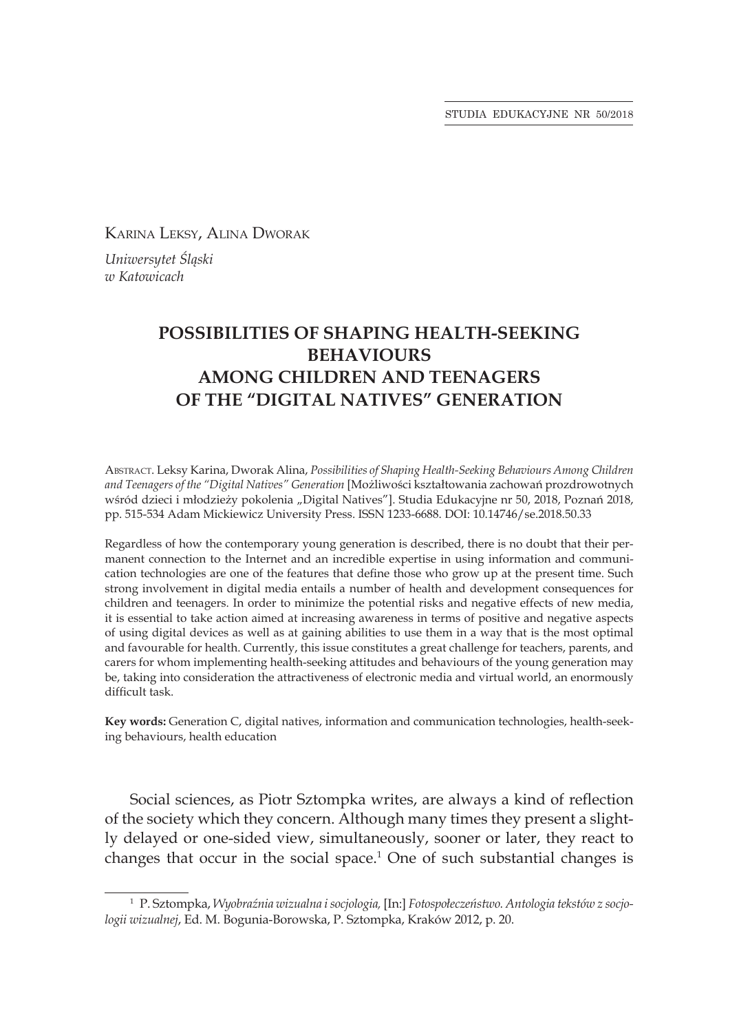Karina Leksy, Alina Dworak

*Uniwersytet Śląski w Katowicach*

# POSSIBILITIES OF SHAPING HEALTH-SEEKING BEHAVIOURS AMONG CHILDREN AND TEENAGERS OF THE "DIGITAL NATIVES" GENERATION

Abstract. Leksy Karina, Dworak Alina, *Possibilities of Shaping Health-Seeking Behaviours Among Children and Teenagers of the "Digital Natives" Generation* [Możliwości kształtowania zachowań prozdrowotnych wśród dzieci i młodzieży pokolenia „Digital Natives"]. Studia Edukacyjne nr 50, 2018, Poznań 2018, pp. 515-534 Adam Mickiewicz University Press. ISSN 1233-6688. DOI: 10.14746/se.2018.50.33

Regardless of how the contemporary young generation is described, there is no doubt that their permanent connection to the Internet and an incredible expertise in using information and communication technologies are one of the features that define those who grow up at the present time. Such strong involvement in digital media entails a number of health and development consequences for children and teenagers. In order to minimize the potential risks and negative effects of new media, it is essential to take action aimed at increasing awareness in terms of positive and negative aspects of using digital devices as well as at gaining abilities to use them in a way that is the most optimal and favourable for health. Currently, this issue constitutes a great challenge for teachers, parents, and carers for whom implementing health-seeking attitudes and behaviours of the young generation may be, taking into consideration the attractiveness of electronic media and virtual world, an enormously difficult task.

**Key words:** Generation C, digital natives, information and communication technologies, health-seeking behaviours, health education

Social sciences, as Piotr Sztompka writes, are always a kind of reflection of the society which they concern. Although many times they present a slightly delayed or one-sided view, simultaneously, sooner or later, they react to changes that occur in the social space.[1] One of such substantial changes is

[1] P. Sztompka, *Wyobraźnia wizualna i socjologia,* [In:] *Fotospołeczeństwo. Antologia tekstów z socjologii wizualnej*, Ed. M. Bogunia-Borowska, P. Sztompka, Kraków 2012, p. 20.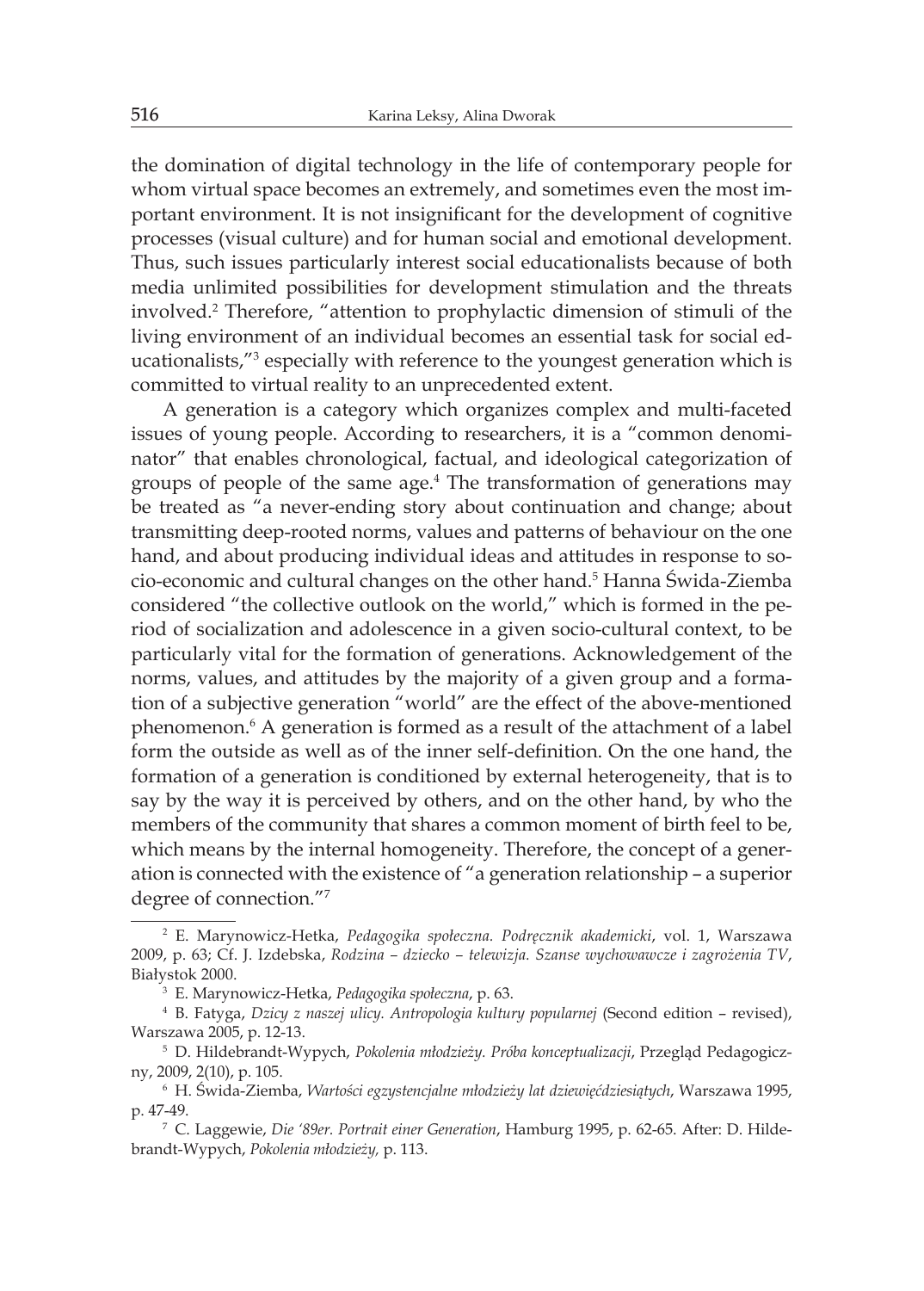the domination of digital technology in the life of contemporary people for whom virtual space becomes an extremely, and sometimes even the most important environment. It is not insignificant for the development of cognitive processes (visual culture) and for human social and emotional development. Thus, such issues particularly interest social educationalists because of both media unlimited possibilities for development stimulation and the threats involved.[2] Therefore, "attention to prophylactic dimension of stimuli of the living environment of an individual becomes an essential task for social educationalists,"[3] especially with reference to the youngest generation which is committed to virtual reality to an unprecedented extent.

A generation is a category which organizes complex and multi-faceted issues of young people. According to researchers, it is a "common denominator" that enables chronological, factual, and ideological categorization of groups of people of the same age.[4] The transformation of generations may be treated as "a never-ending story about continuation and change; about transmitting deep-rooted norms, values and patterns of behaviour on the one hand, and about producing individual ideas and attitudes in response to socio-economic and cultural changes on the other hand.[5] Hanna Świda-Ziemba considered "the collective outlook on the world," which is formed in the period of socialization and adolescence in a given socio-cultural context, to be particularly vital for the formation of generations. Acknowledgement of the norms, values, and attitudes by the majority of a given group and a formation of a subjective generation "world" are the effect of the above-mentioned phenomenon.[6] A generation is formed as a result of the attachment of a label form the outside as well as of the inner self-definition. On the one hand, the formation of a generation is conditioned by external heterogeneity, that is to say by the way it is perceived by others, and on the other hand, by who the members of the community that shares a common moment of birth feel to be, which means by the internal homogeneity. Therefore, the concept of a generation is connected with the existence of "a generation relationship – a superior degree of connection."[7]

---

[2] E. Marynowicz-Hetka, *Pedagogika społeczna. Podręcznik akademicki*, vol. 1, Warszawa 2009, p. 63; Cf. J. Izdebska, *Rodzina – dziecko – telewizja. Szanse wychowawcze i zagrożenia TV*, Białystok 2000.

[3] E. Marynowicz-Hetka, *Pedagogika społeczna*, p. 63.

[4] B. Fatyga, *Dzicy z naszej ulicy. Antropologia kultury popularnej* (Second edition – revised), Warszawa 2005, p. 12-13.

[5] D. Hildebrandt-Wypych, *Pokolenia młodzieży. Próba konceptualizacji*, Przegląd Pedagogiczny, 2009, 2(10), p. 105.

[6] H. Świda-Ziemba, *Wartości egzystencjalne młodzieży lat dziewięćdziesiątych*, Warszawa 1995, p. 47-49.

[7] C. Laggewie, *Die '89er. Portrait einer Generation*, Hamburg 1995, p. 62-65. After: D. Hildebrandt-Wypych, *Pokolenia młodzieży,* p. 113.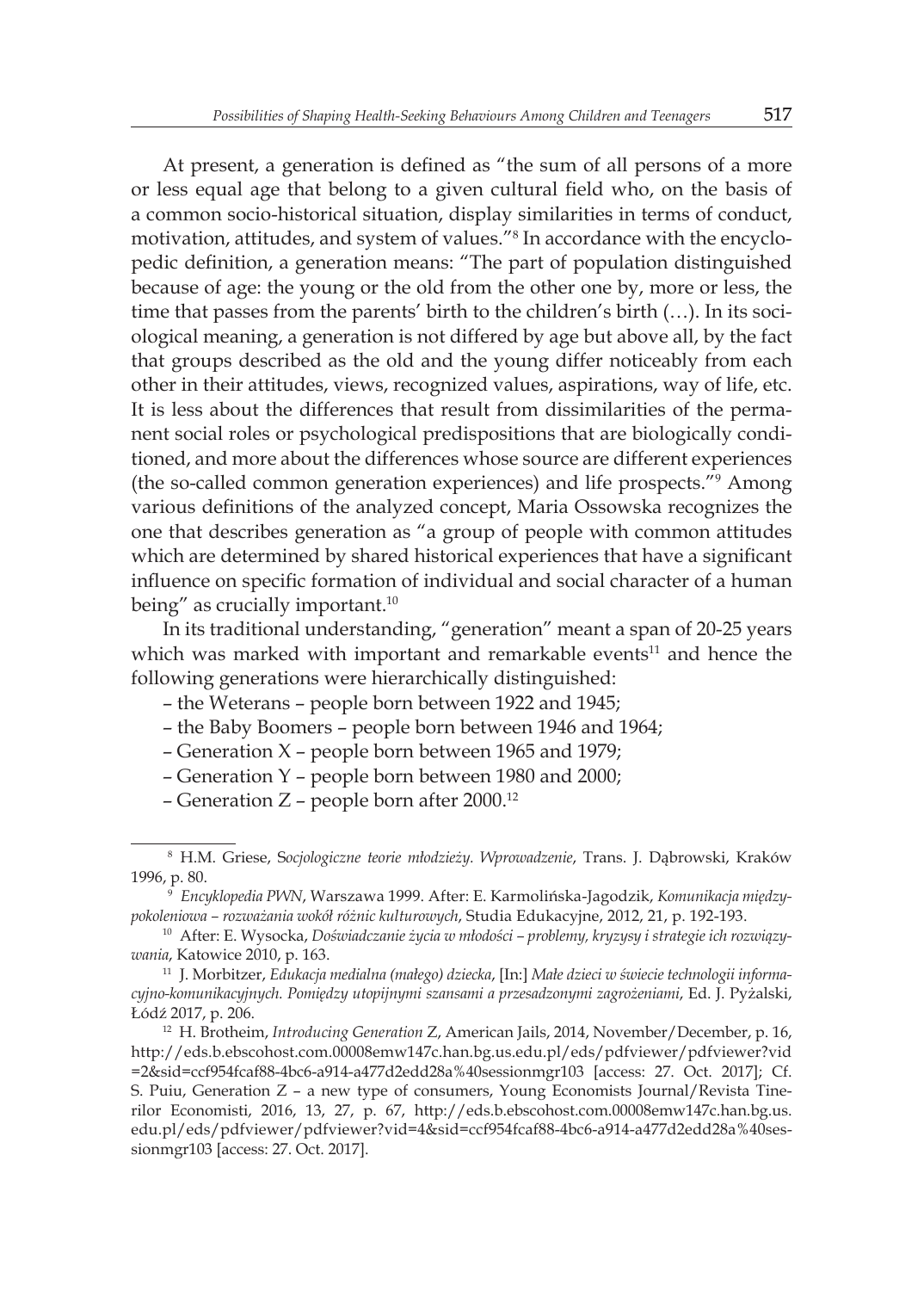At present, a generation is defined as "the sum of all persons of a more or less equal age that belong to a given cultural field who, on the basis of a common socio-historical situation, display similarities in terms of conduct, motivation, attitudes, and system of values."[8] In accordance with the encyclopedic definition, a generation means: "The part of population distinguished because of age: the young or the old from the other one by, more or less, the time that passes from the parents' birth to the children's birth (…). In its sociological meaning, a generation is not differed by age but above all, by the fact that groups described as the old and the young differ noticeably from each other in their attitudes, views, recognized values, aspirations, way of life, etc. It is less about the differences that result from dissimilarities of the permanent social roles or psychological predispositions that are biologically conditioned, and more about the differences whose source are different experiences (the so-called common generation experiences) and life prospects."[9] Among various definitions of the analyzed concept, Maria Ossowska recognizes the one that describes generation as "a group of people with common attitudes which are determined by shared historical experiences that have a significant influence on specific formation of individual and social character of a human being" as crucially important.[10]

In its traditional understanding, "generation" meant a span of 20-25 years which was marked with important and remarkable events[11] and hence the following generations were hierarchically distinguished:

– the Weterans – people born between 1922 and 1945;
– the Baby Boomers – people born between 1946 and 1964;
– Generation X – people born between 1965 and 1979;
– Generation Y – people born between 1980 and 2000;
– Generation Z – people born after 2000.[12]

---

[8] H.M. Griese, S*ocjologiczne teorie młodzieży. Wprowadzenie*, Trans. J. Dąbrowski, Kraków 1996, p. 80.

[9] *Encyklopedia PWN*, Warszawa 1999. After: E. Karmolińska-Jagodzik, *Komunikacja międzypokoleniowa – rozważania wokół różnic kulturowych*, Studia Edukacyjne, 2012, 21, p. 192-193.

[10] After: E. Wysocka, *Doświadczanie życia w młodości – problemy, kryzysy i strategie ich rozwiązywania*, Katowice 2010, p. 163.

[11] J. Morbitzer, *Edukacja medialna (małego) dziecka*, [In:] *Małe dzieci w świecie technologii informacyjno-komunikacyjnych. Pomiędzy utopijnymi szansami a przesadzonymi zagrożeniami*, Ed. J. Pyżalski, Łódź 2017, p. 206.

[12] H. Brotheim, *Introducing Generation* Z, American Jails, 2014, November/December, p. 16, http://eds.b.ebscohost.com.00008emw147c.han.bg.us.edu.pl/eds/pdfviewer/pdfviewer?vid=2&sid=ccf954fcaf88-4bc6-a914-a477d2edd28a%40sessionmgr103 [access: 27. Oct. 2017]; Cf. S. Puiu, Generation Z – a new type of consumers, Young Economists Journal/Revista Tinerilor Economisti, 2016, 13, 27, p. 67, http://eds.b.ebscohost.com.00008emw147c.han.bg.us.edu.pl/eds/pdfviewer/pdfviewer?vid=4&sid=ccf954fcaf88-4bc6-a914-a477d2edd28a%40sessionmgr103 [access: 27. Oct. 2017].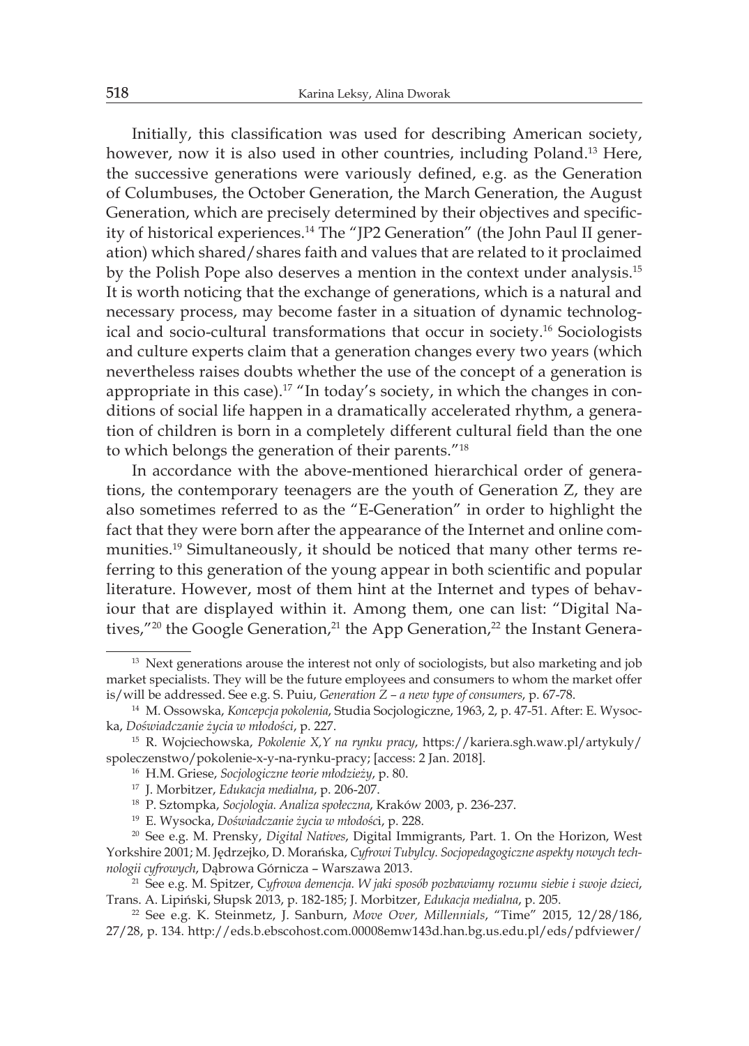Initially, this classification was used for describing American society, however, now it is also used in other countries, including Poland.[13] Here, the successive generations were variously defined, e.g. as the Generation of Columbuses, the October Generation, the March Generation, the August Generation, which are precisely determined by their objectives and specificity of historical experiences.[14] The "JP2 Generation" (the John Paul II generation) which shared/shares faith and values that are related to it proclaimed by the Polish Pope also deserves a mention in the context under analysis.[15] It is worth noticing that the exchange of generations, which is a natural and necessary process, may become faster in a situation of dynamic technological and socio-cultural transformations that occur in society.[16] Sociologists and culture experts claim that a generation changes every two years (which nevertheless raises doubts whether the use of the concept of a generation is appropriate in this case).[17] "In today's society, in which the changes in conditions of social life happen in a dramatically accelerated rhythm, a generation of children is born in a completely different cultural field than the one to which belongs the generation of their parents."[18]

In accordance with the above-mentioned hierarchical order of generations, the contemporary teenagers are the youth of Generation Z, they are also sometimes referred to as the "E-Generation" in order to highlight the fact that they were born after the appearance of the Internet and online communities.[19] Simultaneously, it should be noticed that many other terms referring to this generation of the young appear in both scientific and popular literature. However, most of them hint at the Internet and types of behaviour that are displayed within it. Among them, one can list: "Digital Natives,"[20] the Google Generation,[21] the App Generation,[22] the Instant Genera-

---

[13] Next generations arouse the interest not only of sociologists, but also marketing and job market specialists. They will be the future employees and consumers to whom the market offer is/will be addressed. See e.g. S. Puiu, *Generation Z – a new type of consumers*, p. 67-78.

[14] M. Ossowska, *Koncepcja pokolenia*, Studia Socjologiczne, 1963, 2, p. 47-51. After: E. Wysocka, *Doświadczanie życia w młodości*, p. 227.

[15] R. Wojciechowska, *Pokolenie X,Y na rynku pracy*, https://kariera.sgh.waw.pl/artykuly/spoleczenstwo/pokolenie-x-y-na-rynku-pracy; [access: 2 Jan. 2018].

[16] H.M. Griese, *Socjologiczne teorie młodzieży*, p. 80.

[17] J. Morbitzer, *Edukacja medialna*, p. 206-207.

[18] P. Sztompka, *Socjologia. Analiza społeczna*, Kraków 2003, p. 236-237.

[19] E. Wysocka, *Doświadczanie życia w młodości*, p. 228.

[20] See e.g. M. Prensky, *Digital Natives*, Digital Immigrants, Part. 1. On the Horizon, West Yorkshire 2001; M. Jędrzejko, D. Morańska, *Cyfrowi Tubylcy. Socjopedagogiczne aspekty nowych technologii cyfrowych*, Dąbrowa Górnicza – Warszawa 2013.

[21] See e.g. M. Spitzer, *Cyfrowa demencja. W jaki sposób pozbawiamy rozumu siebie i swoje dzieci*, Trans. A. Lipiński, Słupsk 2013, p. 182-185; J. Morbitzer, *Edukacja medialna*, p. 205.

[22] See e.g. K. Steinmetz, J. Sanburn, *Move Over, Millennials*, "Time" 2015, 12/28/186, 27/28, p. 134. http://eds.b.ebscohost.com.00008emw143d.han.bg.us.edu.pl/eds/pdfviewer/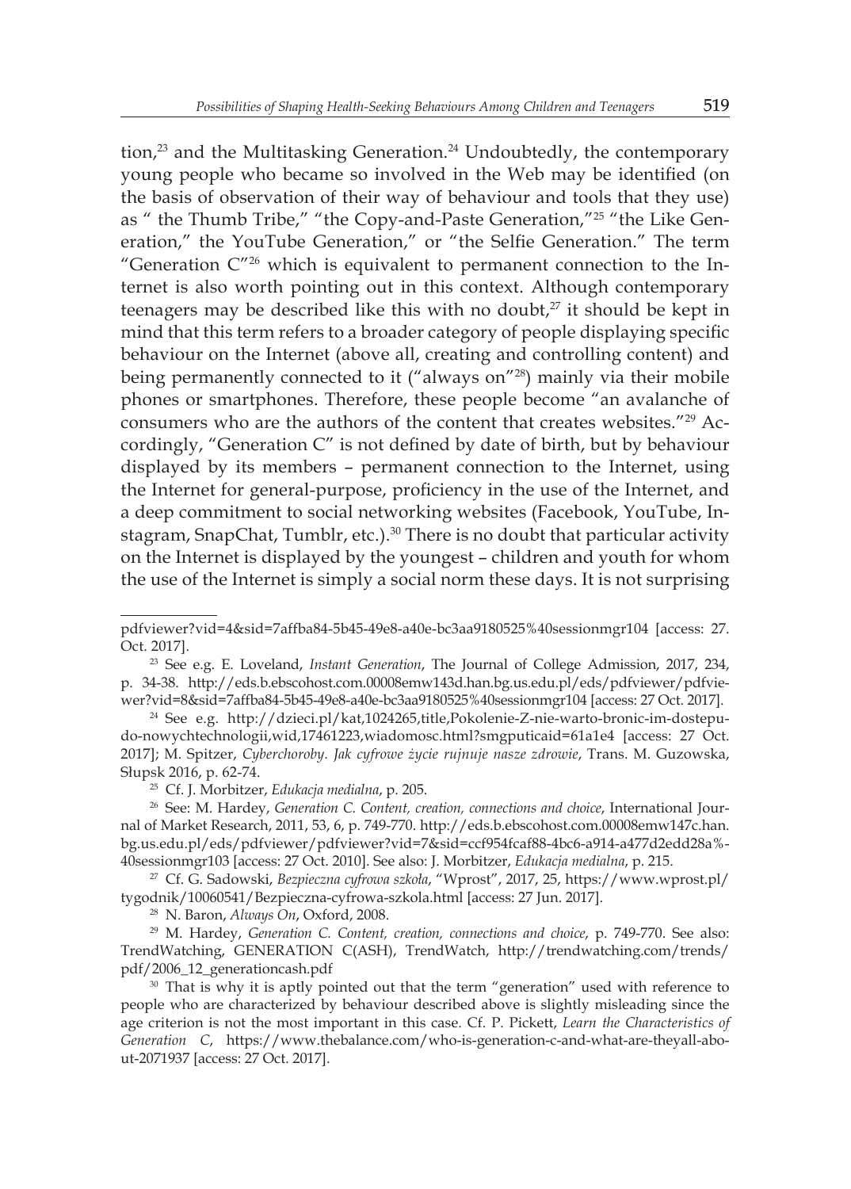tion,[23] and the Multitasking Generation.[24] Undoubtedly, the contemporary young people who became so involved in the Web may be identified (on the basis of observation of their way of behaviour and tools that they use) as " the Thumb Tribe," "the Copy-and-Paste Generation,"[25] "the Like Generation," the YouTube Generation," or "the Selfie Generation." The term "Generation C"[26] which is equivalent to permanent connection to the Internet is also worth pointing out in this context. Although contemporary teenagers may be described like this with no doubt,[27] it should be kept in mind that this term refers to a broader category of people displaying specific behaviour on the Internet (above all, creating and controlling content) and being permanently connected to it ("always on"[28]) mainly via their mobile phones or smartphones. Therefore, these people become "an avalanche of consumers who are the authors of the content that creates websites."[29] Accordingly, "Generation C" is not defined by date of birth, but by behaviour displayed by its members – permanent connection to the Internet, using the Internet for general-purpose, proficiency in the use of the Internet, and a deep commitment to social networking websites (Facebook, YouTube, Instagram, SnapChat, Tumblr, etc.).[30] There is no doubt that particular activity on the Internet is displayed by the youngest – children and youth for whom the use of the Internet is simply a social norm these days. It is not surprising

pdfviewer?vid=4&sid=7affba84-5b45-49e8-a40e-bc3aa9180525%40sessionmgr104 [access: 27. Oct. 2017].

[23] See e.g. E. Loveland, *Instant Generation*, The Journal of College Admission, 2017, 234, p. 34-38. http://eds.b.ebscohost.com.00008emw143d.han.bg.us.edu.pl/eds/pdfviewer/pdfviewer?vid=8&sid=7affba84-5b45-49e8-a40e-bc3aa9180525%40sessionmgr104 [access: 27 Oct. 2017].

[24] See e.g. http://dzieci.pl/kat,1024265,title,Pokolenie-Z-nie-warto-bronic-im-dostepudo-nowychtechnologii,wid,17461223,wiadomosc.html?smgputicaid=61a1e4 [access: 27 Oct. 2017]; M. Spitzer, *Cyberchoroby. Jak cyfrowe życie rujnuje nasze zdrowie*, Trans. M. Guzowska, Słupsk 2016, p. 62-74.

[25] Cf. J. Morbitzer, *Edukacja medialna*, p. 205.

[26] See: M. Hardey, *Generation C. Content, creation, connections and choice*, International Journal of Market Research, 2011, 53, 6, p. 749-770. http://eds.b.ebscohost.com.00008emw147c.han.bg.us.edu.pl/eds/pdfviewer/pdfviewer?vid=7&sid=ccf954fcaf88-4bc6-a914-a477d2edd28a%-40sessionmgr103 [access: 27 Oct. 2010]. See also: J. Morbitzer, *Edukacja medialna*, p. 215.

[27] Cf. G. Sadowski, *Bezpieczna cyfrowa szkoła*, "Wprost", 2017, 25, https://www.wprost.pl/tygodnik/10060541/Bezpieczna-cyfrowa-szkola.html [access: 27 Jun. 2017].

[28] N. Baron, *Always On*, Oxford, 2008.

[29] M. Hardey, *Generation C. Content, creation, connections and choice*, p. 749-770. See also: TrendWatching, GENERATION C(ASH), TrendWatch, http://trendwatching.com/trends/pdf/2006_12_generationcash.pdf

[30] That is why it is aptly pointed out that the term "generation" used with reference to people who are characterized by behaviour described above is slightly misleading since the age criterion is not the most important in this case. Cf. P. Pickett, *Learn the Characteristics of Generation C*, https://www.thebalance.com/who-is-generation-c-and-what-are-theyall-about-2071937 [access: 27 Oct. 2017].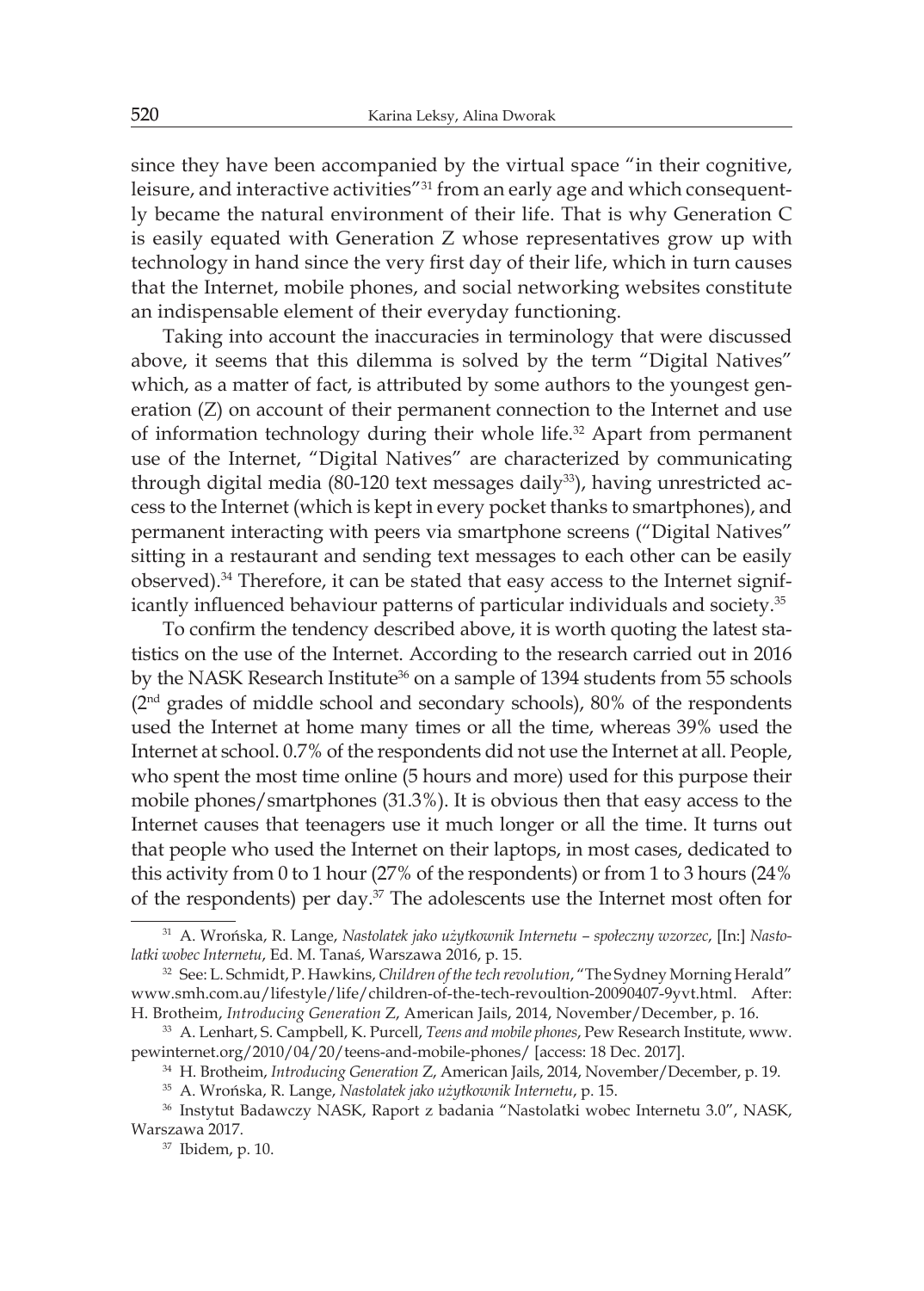since they have been accompanied by the virtual space "in their cognitive, leisure, and interactive activities"[31] from an early age and which consequently became the natural environment of their life. That is why Generation C is easily equated with Generation Z whose representatives grow up with technology in hand since the very first day of their life, which in turn causes that the Internet, mobile phones, and social networking websites constitute an indispensable element of their everyday functioning.

Taking into account the inaccuracies in terminology that were discussed above, it seems that this dilemma is solved by the term "Digital Natives" which, as a matter of fact, is attributed by some authors to the youngest generation (Z) on account of their permanent connection to the Internet and use of information technology during their whole life.[32] Apart from permanent use of the Internet, "Digital Natives" are characterized by communicating through digital media (80-120 text messages daily[33]), having unrestricted access to the Internet (which is kept in every pocket thanks to smartphones), and permanent interacting with peers via smartphone screens ("Digital Natives" sitting in a restaurant and sending text messages to each other can be easily observed).[34] Therefore, it can be stated that easy access to the Internet significantly influenced behaviour patterns of particular individuals and society.[35]

To confirm the tendency described above, it is worth quoting the latest statistics on the use of the Internet. According to the research carried out in 2016 by the NASK Research Institute[36] on a sample of 1394 students from 55 schools (2nd grades of middle school and secondary schools), 80% of the respondents used the Internet at home many times or all the time, whereas 39% used the Internet at school. 0.7% of the respondents did not use the Internet at all. People, who spent the most time online (5 hours and more) used for this purpose their mobile phones/smartphones (31.3%). It is obvious then that easy access to the Internet causes that teenagers use it much longer or all the time. It turns out that people who used the Internet on their laptops, in most cases, dedicated to this activity from 0 to 1 hour (27% of the respondents) or from 1 to 3 hours (24% of the respondents) per day.[37] The adolescents use the Internet most often for

---

[31] A. Wrońska, R. Lange, *Nastolatek jako użytkownik Internetu – społeczny wzorzec*, [In:] *Nastolatki wobec Internetu*, Ed. M. Tanaś, Warszawa 2016, p. 15.

[32] See: L. Schmidt, P. Hawkins, *Children of the tech revolution*, "The Sydney Morning Herald" www.smh.com.au/lifestyle/life/children-of-the-tech-revoultion-20090407-9yvt.html. After: H. Brotheim, *Introducing Generation Z*, American Jails, 2014, November/December, p. 16.

[33] A. Lenhart, S. Campbell, K. Purcell, *Teens and mobile phones*, Pew Research Institute, www.pewinternet.org/2010/04/20/teens-and-mobile-phones/ [access: 18 Dec. 2017].

[34] H. Brotheim, *Introducing Generation Z*, American Jails, 2014, November/December, p. 19.

[35] A. Wrońska, R. Lange, *Nastolatek jako użytkownik Internetu*, p. 15.

[36] Instytut Badawczy NASK, Raport z badania "Nastolatki wobec Internetu 3.0", NASK, Warszawa 2017.

[37] Ibidem, p. 10.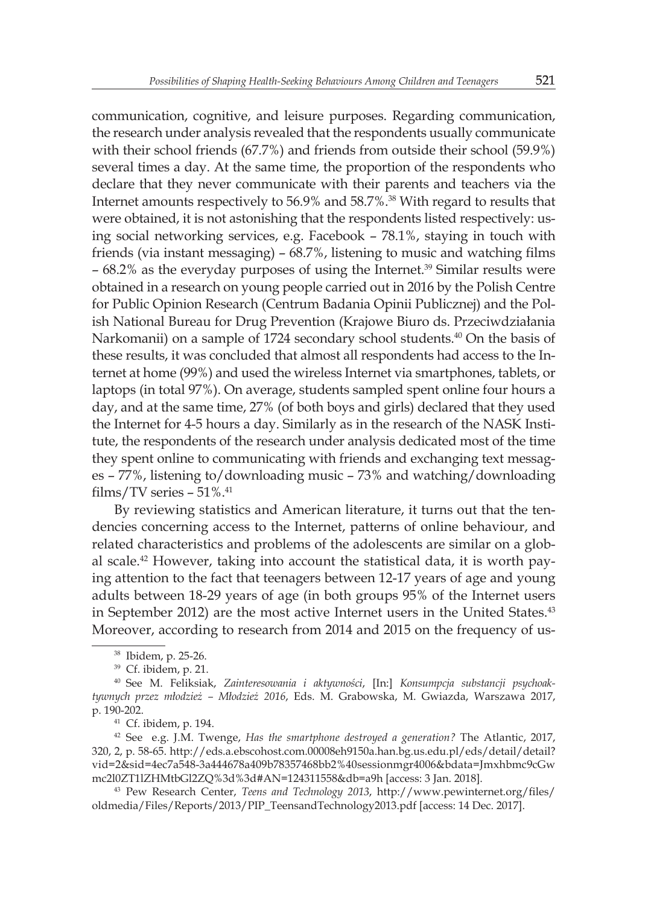communication, cognitive, and leisure purposes. Regarding communication, the research under analysis revealed that the respondents usually communicate with their school friends (67.7%) and friends from outside their school (59.9%) several times a day. At the same time, the proportion of the respondents who declare that they never communicate with their parents and teachers via the Internet amounts respectively to 56.9% and 58.7%.[38] With regard to results that were obtained, it is not astonishing that the respondents listed respectively: using social networking services, e.g. Facebook – 78.1%, staying in touch with friends (via instant messaging) – 68.7%, listening to music and watching films – 68.2% as the everyday purposes of using the Internet.[39] Similar results were obtained in a research on young people carried out in 2016 by the Polish Centre for Public Opinion Research (Centrum Badania Opinii Publicznej) and the Polish National Bureau for Drug Prevention (Krajowe Biuro ds. Przeciwdziałania Narkomanii) on a sample of 1724 secondary school students.[40] On the basis of these results, it was concluded that almost all respondents had access to the Internet at home (99%) and used the wireless Internet via smartphones, tablets, or laptops (in total 97%). On average, students sampled spent online four hours a day, and at the same time, 27% (of both boys and girls) declared that they used the Internet for 4-5 hours a day. Similarly as in the research of the NASK Institute, the respondents of the research under analysis dedicated most of the time they spent online to communicating with friends and exchanging text messages – 77%, listening to/downloading music – 73% and watching/downloading films/TV series – 51%.[41]

By reviewing statistics and American literature, it turns out that the tendencies concerning access to the Internet, patterns of online behaviour, and related characteristics and problems of the adolescents are similar on a global scale.[42] However, taking into account the statistical data, it is worth paying attention to the fact that teenagers between 12-17 years of age and young adults between 18-29 years of age (in both groups 95% of the Internet users in September 2012) are the most active Internet users in the United States.[43] Moreover, according to research from 2014 and 2015 on the frequency of us-

---

[38] Ibidem, p. 25-26.

[39] Cf. ibidem, p. 21.

[40] See M. Feliksiak, *Zainteresowania i aktywności*, [In:] *Konsumpcja substancji psychoaktywnych przez młodzież – Młodzież 2016*, Eds. M. Grabowska, M. Gwiazda, Warszawa 2017, p. 190-202.

[41] Cf. ibidem, p. 194.

[42] See e.g. J.M. Twenge, *Has the smartphone destroyed a generation?* The Atlantic, 2017, 320, 2, p. 58-65. http://eds.a.ebscohost.com.00008eh9150a.han.bg.us.edu.pl/eds/detail/detail?vid=2&sid=4ec7a548-3a444678a409b78357468bb2%40sessionmgr4006&bdata=Jmxhbmc9cGwmc2l0ZT1lZHMtbGl2ZQ%3d%3d#AN=124311558&db=a9h [access: 3 Jan. 2018].

[43] Pew Research Center, *Teens and Technology 2013*, http://www.pewinternet.org/files/oldmedia/Files/Reports/2013/PIP_TeensandTechnology2013.pdf [access: 14 Dec. 2017].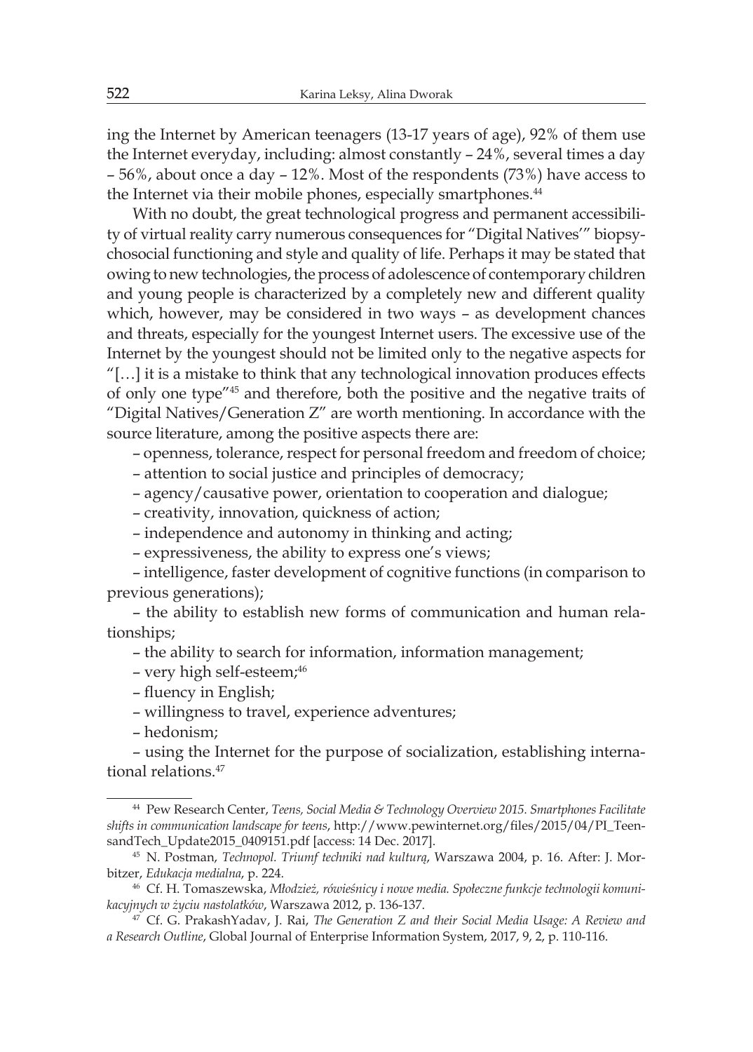ing the Internet by American teenagers (13-17 years of age), 92% of them use the Internet everyday, including: almost constantly – 24%, several times a day – 56%, about once a day – 12%. Most of the respondents (73%) have access to the Internet via their mobile phones, especially smartphones.[44]

With no doubt, the great technological progress and permanent accessibility of virtual reality carry numerous consequences for "Digital Natives'" biopsychosocial functioning and style and quality of life. Perhaps it may be stated that owing to new technologies, the process of adolescence of contemporary children and young people is characterized by a completely new and different quality which, however, may be considered in two ways – as development chances and threats, especially for the youngest Internet users. The excessive use of the Internet by the youngest should not be limited only to the negative aspects for "[…] it is a mistake to think that any technological innovation produces effects of only one type"[45] and therefore, both the positive and the negative traits of "Digital Natives/Generation Z" are worth mentioning. In accordance with the source literature, among the positive aspects there are:

– openness, tolerance, respect for personal freedom and freedom of choice;

– attention to social justice and principles of democracy;

– agency/causative power, orientation to cooperation and dialogue;

– creativity, innovation, quickness of action;

– independence and autonomy in thinking and acting;

– expressiveness, the ability to express one's views;

– intelligence, faster development of cognitive functions (in comparison to previous generations);

– the ability to establish new forms of communication and human relationships;

– the ability to search for information, information management;

– very high self-esteem;[46]

– fluency in English;

– willingness to travel, experience adventures;

– hedonism;

– using the Internet for the purpose of socialization, establishing international relations.[47]

---

[44] Pew Research Center, *Teens, Social Media & Technology Overview 2015. Smartphones Facilitate shifts in communication landscape for teens*, http://www.pewinternet.org/files/2015/04/PI_TeensandTech_Update2015_0409151.pdf [access: 14 Dec. 2017].

[45] N. Postman, *Technopol. Triumf techniki nad kulturą*, Warszawa 2004, p. 16. After: J. Morbitzer, *Edukacja medialna*, p. 224.

[46] Cf. H. Tomaszewska, *Młodzież, rówieśnicy i nowe media. Społeczne funkcje technologii komunikacyjnych w życiu nastolatków*, Warszawa 2012, p. 136-137.

[47] Cf. G. PrakashYadav, J. Rai, *The Generation Z and their Social Media Usage: A Review and a Research Outline*, Global Journal of Enterprise Information System, 2017, 9, 2, p. 110-116.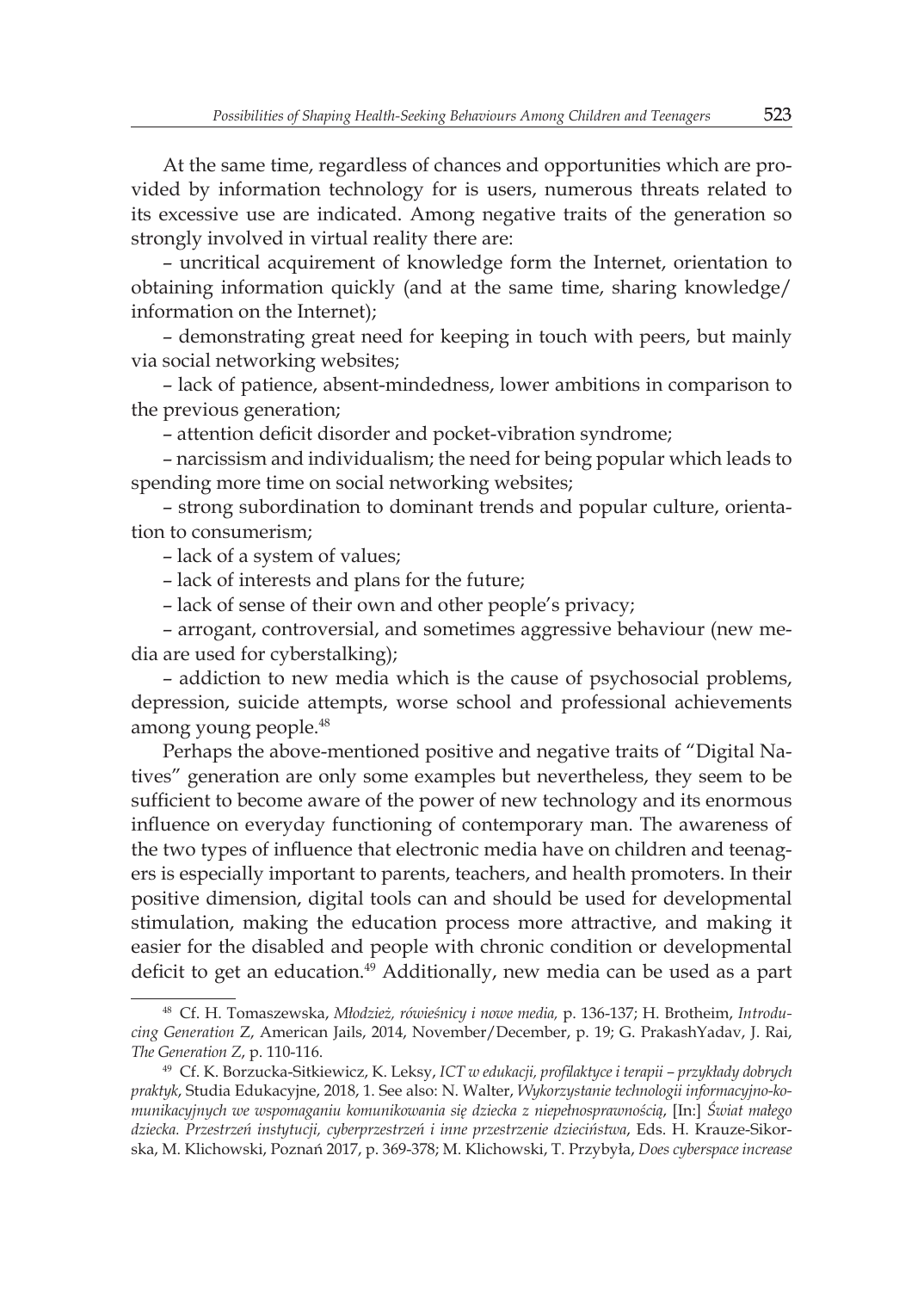At the same time, regardless of chances and opportunities which are provided by information technology for is users, numerous threats related to its excessive use are indicated. Among negative traits of the generation so strongly involved in virtual reality there are:

– uncritical acquirement of knowledge form the Internet, orientation to obtaining information quickly (and at the same time, sharing knowledge/ information on the Internet);

– demonstrating great need for keeping in touch with peers, but mainly via social networking websites;

– lack of patience, absent-mindedness, lower ambitions in comparison to the previous generation;

– attention deficit disorder and pocket-vibration syndrome;

– narcissism and individualism; the need for being popular which leads to spending more time on social networking websites;

– strong subordination to dominant trends and popular culture, orientation to consumerism;

– lack of a system of values;

– lack of interests and plans for the future;

– lack of sense of their own and other people's privacy;

– arrogant, controversial, and sometimes aggressive behaviour (new media are used for cyberstalking);

– addiction to new media which is the cause of psychosocial problems, depression, suicide attempts, worse school and professional achievements among young people.[48]

Perhaps the above-mentioned positive and negative traits of "Digital Natives" generation are only some examples but nevertheless, they seem to be sufficient to become aware of the power of new technology and its enormous influence on everyday functioning of contemporary man. The awareness of the two types of influence that electronic media have on children and teenagers is especially important to parents, teachers, and health promoters. In their positive dimension, digital tools can and should be used for developmental stimulation, making the education process more attractive, and making it easier for the disabled and people with chronic condition or developmental deficit to get an education.[49] Additionally, new media can be used as a part

---

[48] Cf. H. Tomaszewska, *Młodzież, rówieśnicy i nowe media,* p. 136-137; H. Brotheim, *Introducing Generation* Z, American Jails, 2014, November/December, p. 19; G. PrakashYadav, J. Rai, *The Generation Z*, p. 110-116.

[49] Cf. K. Borzucka-Sitkiewicz, K. Leksy, *ICT w edukacji, profilaktyce i terapii – przykłady dobrych praktyk*, Studia Edukacyjne, 2018, 1. See also: N. Walter, *Wykorzystanie technologii informacyjno-komunikacyjnych we wspomaganiu komunikowania się dziecka z niepełnosprawnością*, [In:] *Świat małego dziecka. Przestrzeń instytucji, cyberprzestrzeń i inne przestrzenie dzieciństwa*, Eds. H. Krauze-Sikorska, M. Klichowski, Poznań 2017, p. 369-378; M. Klichowski, T. Przybyła, *Does cyberspace increase*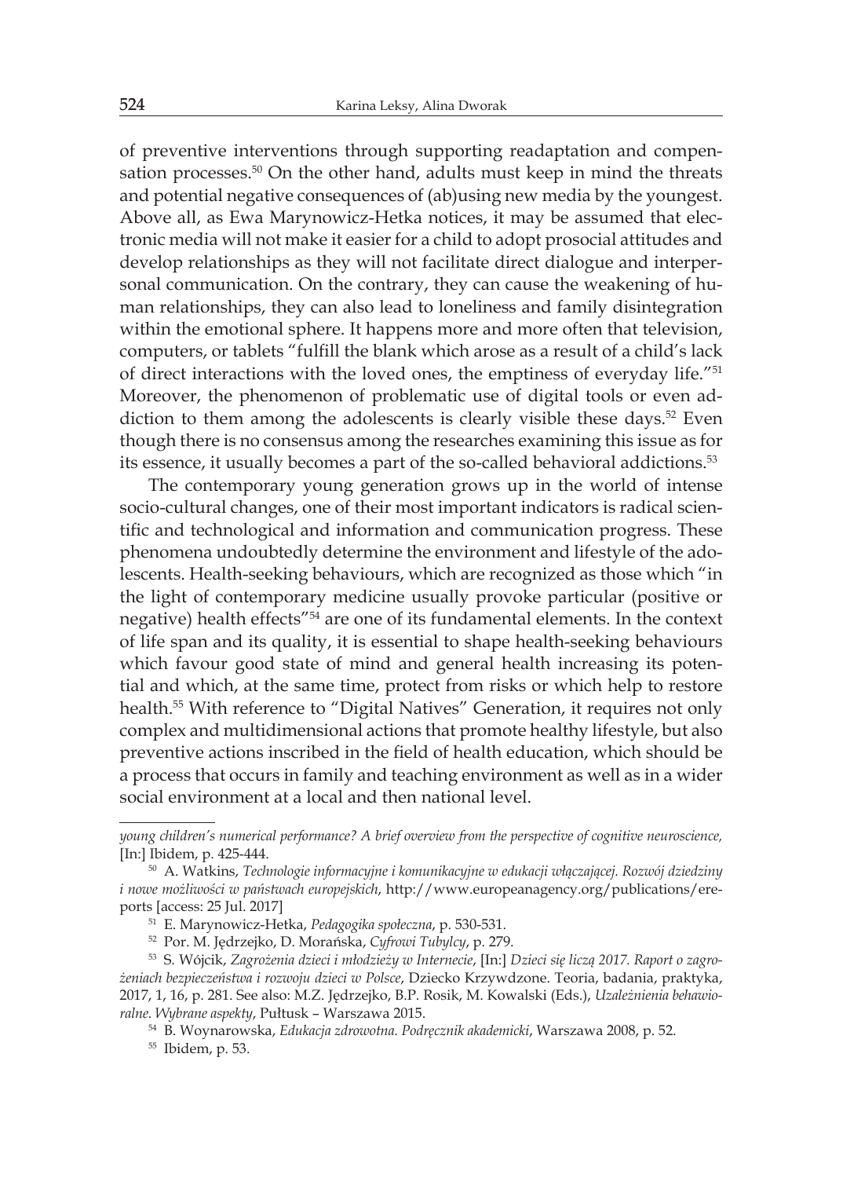of preventive interventions through supporting readaptation and compensation processes.[50] On the other hand, adults must keep in mind the threats and potential negative consequences of (ab)using new media by the youngest. Above all, as Ewa Marynowicz-Hetka notices, it may be assumed that electronic media will not make it easier for a child to adopt prosocial attitudes and develop relationships as they will not facilitate direct dialogue and interpersonal communication. On the contrary, they can cause the weakening of human relationships, they can also lead to loneliness and family disintegration within the emotional sphere. It happens more and more often that television, computers, or tablets "fulfill the blank which arose as a result of a child's lack of direct interactions with the loved ones, the emptiness of everyday life."[51] Moreover, the phenomenon of problematic use of digital tools or even addiction to them among the adolescents is clearly visible these days.[52] Even though there is no consensus among the researches examining this issue as for its essence, it usually becomes a part of the so-called behavioral addictions.[53]

The contemporary young generation grows up in the world of intense socio-cultural changes, one of their most important indicators is radical scientific and technological and information and communication progress. These phenomena undoubtedly determine the environment and lifestyle of the adolescents. Health-seeking behaviours, which are recognized as those which "in the light of contemporary medicine usually provoke particular (positive or negative) health effects"[54] are one of its fundamental elements. In the context of life span and its quality, it is essential to shape health-seeking behaviours which favour good state of mind and general health increasing its potential and which, at the same time, protect from risks or which help to restore health.[55] With reference to "Digital Natives" Generation, it requires not only complex and multidimensional actions that promote healthy lifestyle, but also preventive actions inscribed in the field of health education, which should be a process that occurs in family and teaching environment as well as in a wider social environment at a local and then national level.

---

*young children's numerical performance? A brief overview from the perspective of cognitive neuroscience,* [In:] Ibidem, p. 425-444.

[50] A. Watkins, *Technologie informacyjne i komunikacyjne w edukacji włączającej. Rozwój dziedziny i nowe możliwości w państwach europejskich*, http://www.europeanagency.org/publications/ereports [access: 25 Jul. 2017]

[51] E. Marynowicz-Hetka, *Pedagogika społeczna*, p. 530-531.

[52] Por. M. Jędrzejko, D. Morańska, *Cyfrowi Tubylcy*, p. 279.

[53] S. Wójcik, *Zagrożenia dzieci i młodzieży w Internecie*, [In:] *Dzieci się liczą 2017. Raport o zagrożeniach bezpieczeństwa i rozwoju dzieci w Polsce*, Dziecko Krzywdzone. Teoria, badania, praktyka, 2017, 1, 16, p. 281. See also: M.Z. Jędrzejko, B.P. Rosik, M. Kowalski (Eds.), *Uzależnienia behawioralne. Wybrane aspekty*, Pułtusk – Warszawa 2015.

[54] B. Woynarowska, *Edukacja zdrowotna. Podręcznik akademicki*, Warszawa 2008, p. 52.

[55] Ibidem, p. 53.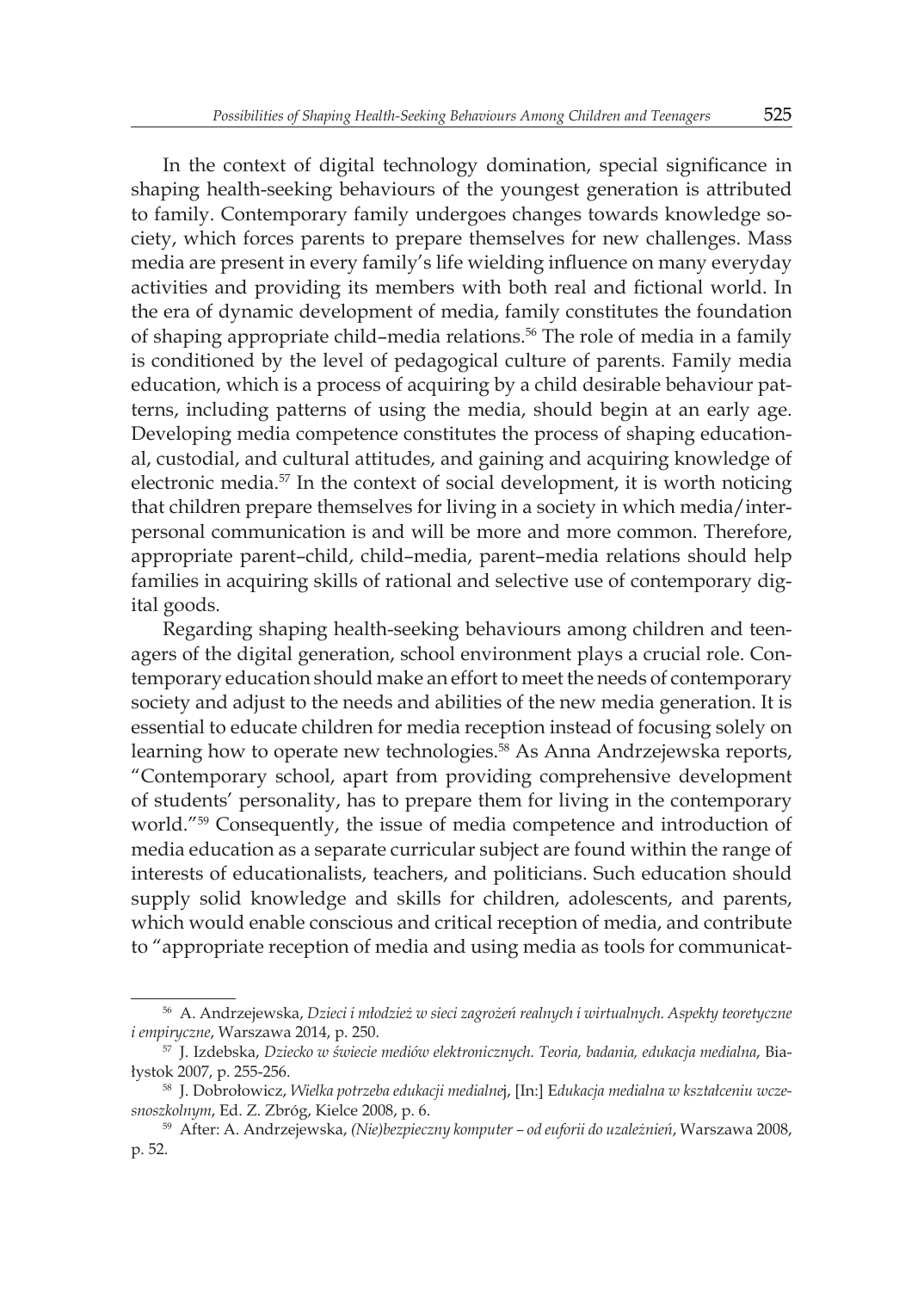In the context of digital technology domination, special significance in shaping health-seeking behaviours of the youngest generation is attributed to family. Contemporary family undergoes changes towards knowledge society, which forces parents to prepare themselves for new challenges. Mass media are present in every family's life wielding influence on many everyday activities and providing its members with both real and fictional world. In the era of dynamic development of media, family constitutes the foundation of shaping appropriate child–media relations.[56] The role of media in a family is conditioned by the level of pedagogical culture of parents. Family media education, which is a process of acquiring by a child desirable behaviour patterns, including patterns of using the media, should begin at an early age. Developing media competence constitutes the process of shaping educational, custodial, and cultural attitudes, and gaining and acquiring knowledge of electronic media.[57] In the context of social development, it is worth noticing that children prepare themselves for living in a society in which media/interpersonal communication is and will be more and more common. Therefore, appropriate parent–child, child–media, parent–media relations should help families in acquiring skills of rational and selective use of contemporary digital goods.

Regarding shaping health-seeking behaviours among children and teenagers of the digital generation, school environment plays a crucial role. Contemporary education should make an effort to meet the needs of contemporary society and adjust to the needs and abilities of the new media generation. It is essential to educate children for media reception instead of focusing solely on learning how to operate new technologies.[58] As Anna Andrzejewska reports, "Contemporary school, apart from providing comprehensive development of students' personality, has to prepare them for living in the contemporary world."[59] Consequently, the issue of media competence and introduction of media education as a separate curricular subject are found within the range of interests of educationalists, teachers, and politicians. Such education should supply solid knowledge and skills for children, adolescents, and parents, which would enable conscious and critical reception of media, and contribute to "appropriate reception of media and using media as tools for communicat-

---

[56] A. Andrzejewska, *Dzieci i młodzież w sieci zagrożeń realnych i wirtualnych. Aspekty teoretyczne i empiryczne*, Warszawa 2014, p. 250.

[57] J. Izdebska, *Dziecko w świecie mediów elektronicznych. Teoria, badania, edukacja medialna*, Białystok 2007, p. 255-256.

[58] J. Dobrołowicz, *Wielka potrzeba edukacji medialnej*, [In:] *Edukacja medialna w kształceniu wczesnoszkolnym*, Ed. Z. Zbróg, Kielce 2008, p. 6.

[59] After: A. Andrzejewska, *(Nie)bezpieczny komputer – od euforii do uzależnień*, Warszawa 2008, p. 52.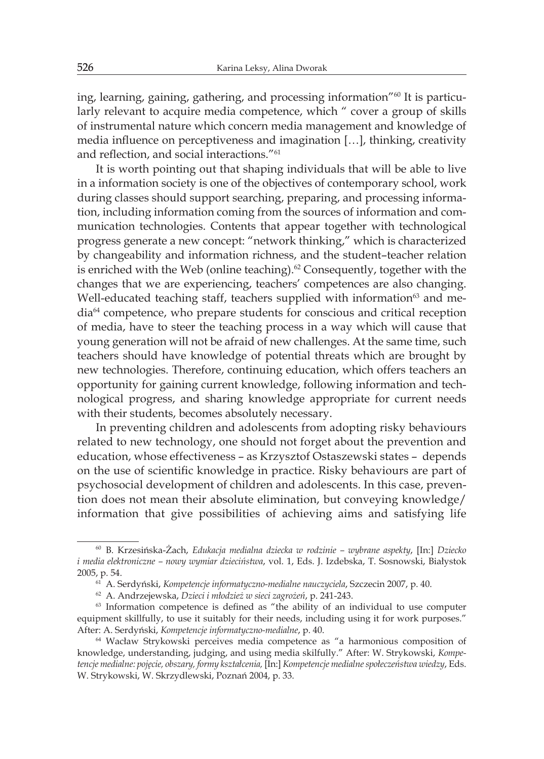ing, learning, gaining, gathering, and processing information"[60] It is particularly relevant to acquire media competence, which " cover a group of skills of instrumental nature which concern media management and knowledge of media influence on perceptiveness and imagination […], thinking, creativity and reflection, and social interactions."[61]

It is worth pointing out that shaping individuals that will be able to live in a information society is one of the objectives of contemporary school, work during classes should support searching, preparing, and processing information, including information coming from the sources of information and communication technologies. Contents that appear together with technological progress generate a new concept: "network thinking," which is characterized by changeability and information richness, and the student–teacher relation is enriched with the Web (online teaching).[62] Consequently, together with the changes that we are experiencing, teachers' competences are also changing. Well-educated teaching staff, teachers supplied with information[63] and media[64] competence, who prepare students for conscious and critical reception of media, have to steer the teaching process in a way which will cause that young generation will not be afraid of new challenges. At the same time, such teachers should have knowledge of potential threats which are brought by new technologies. Therefore, continuing education, which offers teachers an opportunity for gaining current knowledge, following information and technological progress, and sharing knowledge appropriate for current needs with their students, becomes absolutely necessary.

In preventing children and adolescents from adopting risky behaviours related to new technology, one should not forget about the prevention and education, whose effectiveness – as Krzysztof Ostaszewski states – depends on the use of scientific knowledge in practice. Risky behaviours are part of psychosocial development of children and adolescents. In this case, prevention does not mean their absolute elimination, but conveying knowledge/ information that give possibilities of achieving aims and satisfying life

---

[60] B. Krzesińska-Żach, *Edukacja medialna dziecka w rodzinie – wybrane aspekty*, [In:] *Dziecko i media elektroniczne – nowy wymiar dzieciństwa*, vol. 1, Eds. J. Izdebska, T. Sosnowski, Białystok 2005, p. 54.

[61] A. Serdyński, *Kompetencje informatyczno-medialne nauczyciela*, Szczecin 2007, p. 40.

[62] A. Andrzejewska, *Dzieci i młodzież w sieci zagrożeń*, p. 241-243.

[63] Information competence is defined as "the ability of an individual to use computer equipment skillfully, to use it suitably for their needs, including using it for work purposes." After: A. Serdyński, *Kompetencje informatyczno-medialne*, p. 40.

[64] Wacław Strykowski perceives media competence as "a harmonious composition of knowledge, understanding, judging, and using media skilfully." After: W. Strykowski, *Kompetencje medialne: pojęcie, obszary, formy kształcenia,* [In:] *Kompetencje medialne społeczeństwa wiedzy*, Eds. W. Strykowski, W. Skrzydlewski, Poznań 2004, p. 33.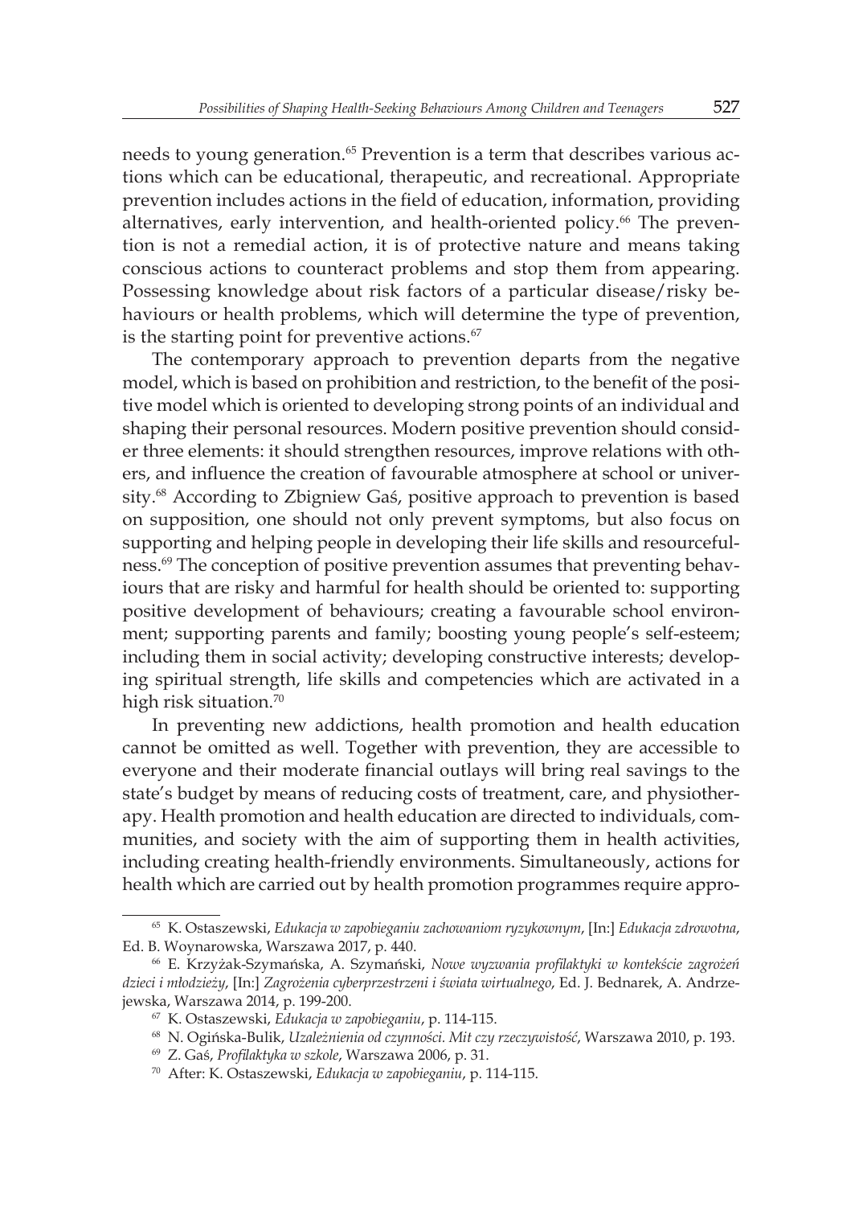needs to young generation.[65] Prevention is a term that describes various actions which can be educational, therapeutic, and recreational. Appropriate prevention includes actions in the field of education, information, providing alternatives, early intervention, and health-oriented policy.[66] The prevention is not a remedial action, it is of protective nature and means taking conscious actions to counteract problems and stop them from appearing. Possessing knowledge about risk factors of a particular disease/risky behaviours or health problems, which will determine the type of prevention, is the starting point for preventive actions.[67]

The contemporary approach to prevention departs from the negative model, which is based on prohibition and restriction, to the benefit of the positive model which is oriented to developing strong points of an individual and shaping their personal resources. Modern positive prevention should consider three elements: it should strengthen resources, improve relations with others, and influence the creation of favourable atmosphere at school or university.[68] According to Zbigniew Gaś, positive approach to prevention is based on supposition, one should not only prevent symptoms, but also focus on supporting and helping people in developing their life skills and resourcefulness.[69] The conception of positive prevention assumes that preventing behaviours that are risky and harmful for health should be oriented to: supporting positive development of behaviours; creating a favourable school environment; supporting parents and family; boosting young people's self-esteem; including them in social activity; developing constructive interests; developing spiritual strength, life skills and competencies which are activated in a high risk situation.[70]

In preventing new addictions, health promotion and health education cannot be omitted as well. Together with prevention, they are accessible to everyone and their moderate financial outlays will bring real savings to the state's budget by means of reducing costs of treatment, care, and physiotherapy. Health promotion and health education are directed to individuals, communities, and society with the aim of supporting them in health activities, including creating health-friendly environments. Simultaneously, actions for health which are carried out by health promotion programmes require appro-

---

[65] K. Ostaszewski, *Edukacja w zapobieganiu zachowaniom ryzykownym*, [In:] *Edukacja zdrowotna*, Ed. B. Woynarowska, Warszawa 2017, p. 440.

[66] E. Krzyżak-Szymańska, A. Szymański, *Nowe wyzwania profilaktyki w kontekście zagrożeń dzieci i młodzieży*, [In:] *Zagrożenia cyberprzestrzeni i świata wirtualnego*, Ed. J. Bednarek, A. Andrzejewska, Warszawa 2014, p. 199-200.

[67] K. Ostaszewski, *Edukacja w zapobieganiu*, p. 114-115.

[68] N. Ogińska-Bulik, *Uzależnienia od czynności. Mit czy rzeczywistość*, Warszawa 2010, p. 193.

[69] Z. Gaś, *Profilaktyka w szkole*, Warszawa 2006, p. 31.

[70] After: K. Ostaszewski, *Edukacja w zapobieganiu*, p. 114-115.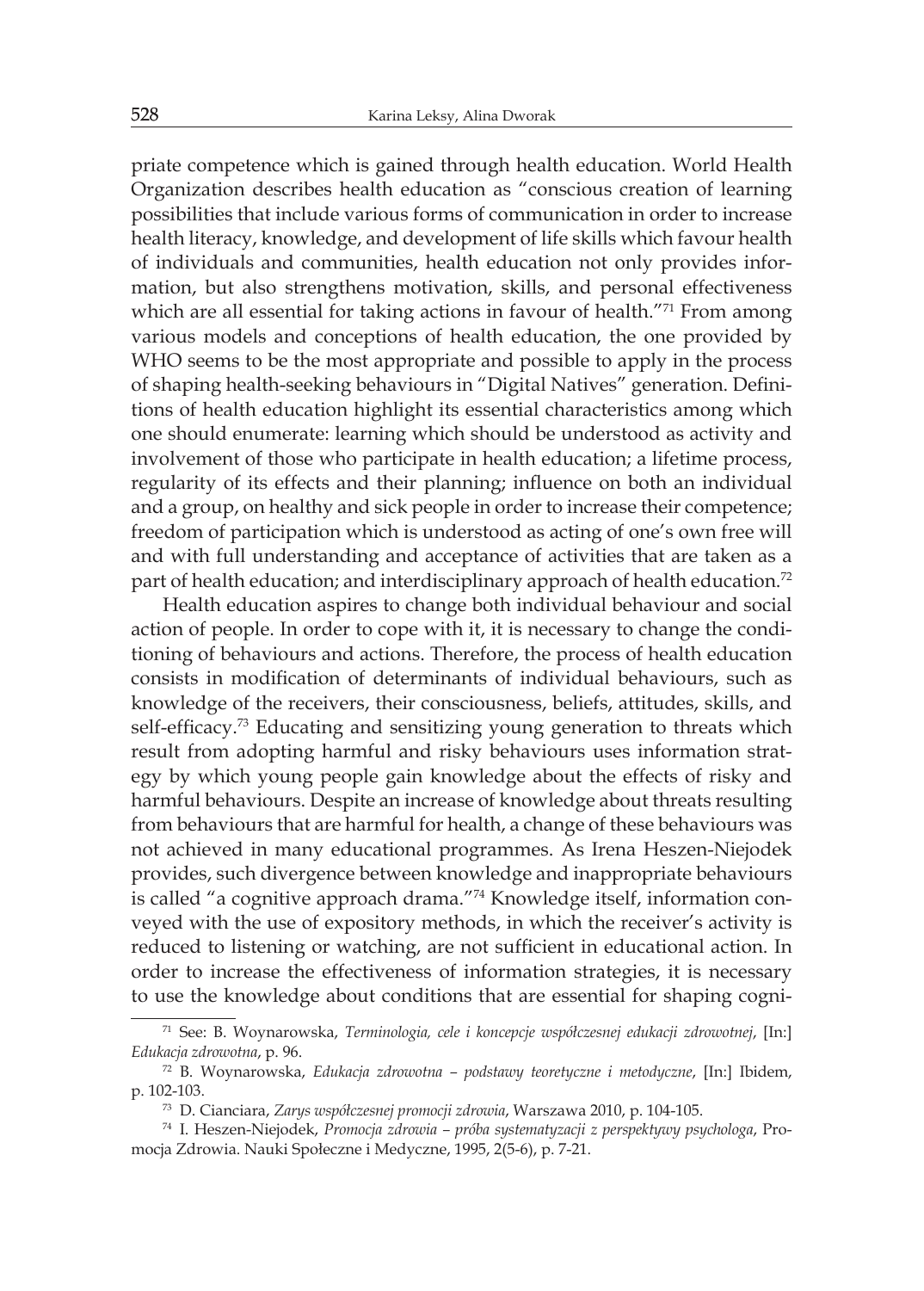priate competence which is gained through health education. World Health Organization describes health education as "conscious creation of learning possibilities that include various forms of communication in order to increase health literacy, knowledge, and development of life skills which favour health of individuals and communities, health education not only provides information, but also strengthens motivation, skills, and personal effectiveness which are all essential for taking actions in favour of health."[71] From among various models and conceptions of health education, the one provided by WHO seems to be the most appropriate and possible to apply in the process of shaping health-seeking behaviours in "Digital Natives" generation. Definitions of health education highlight its essential characteristics among which one should enumerate: learning which should be understood as activity and involvement of those who participate in health education; a lifetime process, regularity of its effects and their planning; influence on both an individual and a group, on healthy and sick people in order to increase their competence; freedom of participation which is understood as acting of one's own free will and with full understanding and acceptance of activities that are taken as a part of health education; and interdisciplinary approach of health education.[72]

Health education aspires to change both individual behaviour and social action of people. In order to cope with it, it is necessary to change the conditioning of behaviours and actions. Therefore, the process of health education consists in modification of determinants of individual behaviours, such as knowledge of the receivers, their consciousness, beliefs, attitudes, skills, and self-efficacy.[73] Educating and sensitizing young generation to threats which result from adopting harmful and risky behaviours uses information strategy by which young people gain knowledge about the effects of risky and harmful behaviours. Despite an increase of knowledge about threats resulting from behaviours that are harmful for health, a change of these behaviours was not achieved in many educational programmes. As Irena Heszen-Niejodek provides, such divergence between knowledge and inappropriate behaviours is called "a cognitive approach drama."[74] Knowledge itself, information conveyed with the use of expository methods, in which the receiver's activity is reduced to listening or watching, are not sufficient in educational action. In order to increase the effectiveness of information strategies, it is necessary to use the knowledge about conditions that are essential for shaping cogni-

[71] See: B. Woynarowska, *Terminologia, cele i koncepcje współczesnej edukacji zdrowotnej*, [In:] *Edukacja zdrowotna*, p. 96.

[72] B. Woynarowska, *Edukacja zdrowotna – podstawy teoretyczne i metodyczne*, [In:] Ibidem, p. 102-103.

[73] D. Cianciara, *Zarys współczesnej promocji zdrowia*, Warszawa 2010, p. 104-105.

[74] I. Heszen-Niejodek, *Promocja zdrowia – próba systematyzacji z perspektywy psychologa*, Promocja Zdrowia. Nauki Społeczne i Medyczne, 1995, 2(5-6), p. 7-21.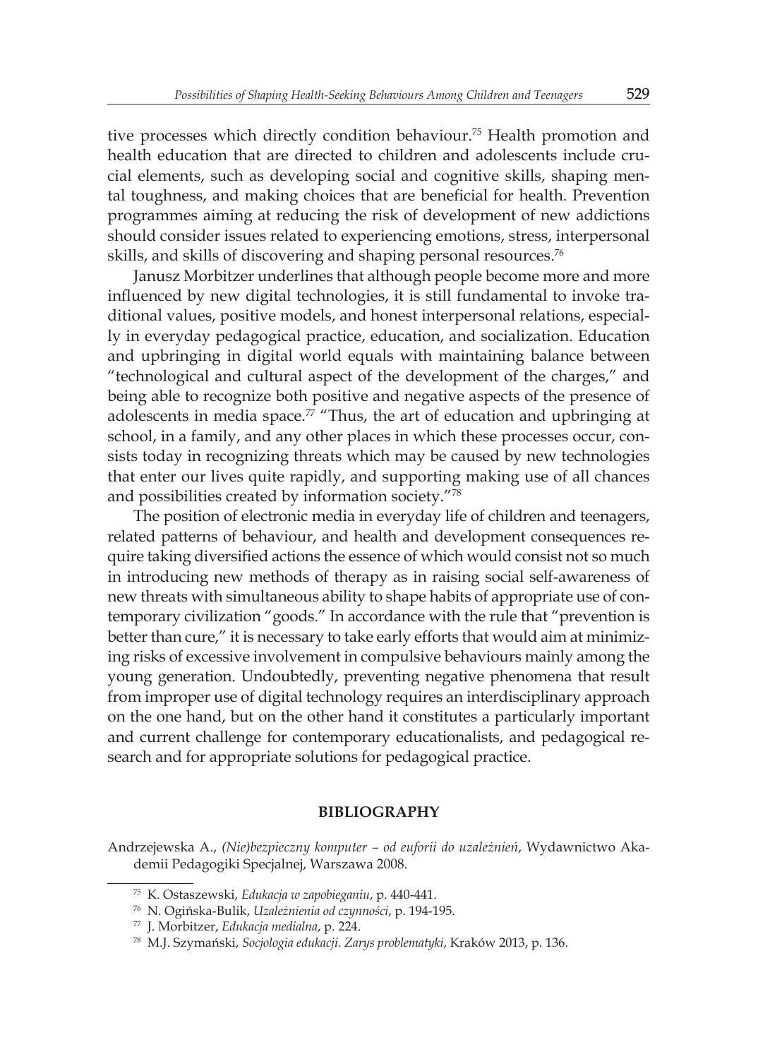tive processes which directly condition behaviour.[75] Health promotion and health education that are directed to children and adolescents include crucial elements, such as developing social and cognitive skills, shaping mental toughness, and making choices that are beneficial for health. Prevention programmes aiming at reducing the risk of development of new addictions should consider issues related to experiencing emotions, stress, interpersonal skills, and skills of discovering and shaping personal resources.[76]

Janusz Morbitzer underlines that although people become more and more influenced by new digital technologies, it is still fundamental to invoke traditional values, positive models, and honest interpersonal relations, especially in everyday pedagogical practice, education, and socialization. Education and upbringing in digital world equals with maintaining balance between "technological and cultural aspect of the development of the charges," and being able to recognize both positive and negative aspects of the presence of adolescents in media space.[77] "Thus, the art of education and upbringing at school, in a family, and any other places in which these processes occur, consists today in recognizing threats which may be caused by new technologies that enter our lives quite rapidly, and supporting making use of all chances and possibilities created by information society."[78]

The position of electronic media in everyday life of children and teenagers, related patterns of behaviour, and health and development consequences require taking diversified actions the essence of which would consist not so much in introducing new methods of therapy as in raising social self-awareness of new threats with simultaneous ability to shape habits of appropriate use of contemporary civilization "goods." In accordance with the rule that "prevention is better than cure," it is necessary to take early efforts that would aim at minimizing risks of excessive involvement in compulsive behaviours mainly among the young generation. Undoubtedly, preventing negative phenomena that result from improper use of digital technology requires an interdisciplinary approach on the one hand, but on the other hand it constitutes a particularly important and current challenge for contemporary educationalists, and pedagogical research and for appropriate solutions for pedagogical practice.

## BIBLIOGRAPHY

Andrzejewska A., *(Nie)bezpieczny komputer – od euforii do uzależnień*, Wydawnictwo Akademii Pedagogiki Specjalnej, Warszawa 2008.

---

[75] K. Ostaszewski, *Edukacja w zapobieganiu*, p. 440-441.

[76] N. Ogińska-Bulik, *Uzależnienia od czynności*, p. 194-195.

[77] J. Morbitzer, *Edukacja medialna*, p. 224.

[78] M.J. Szymański, *Socjologia edukacji. Zarys problematyki*, Kraków 2013, p. 136.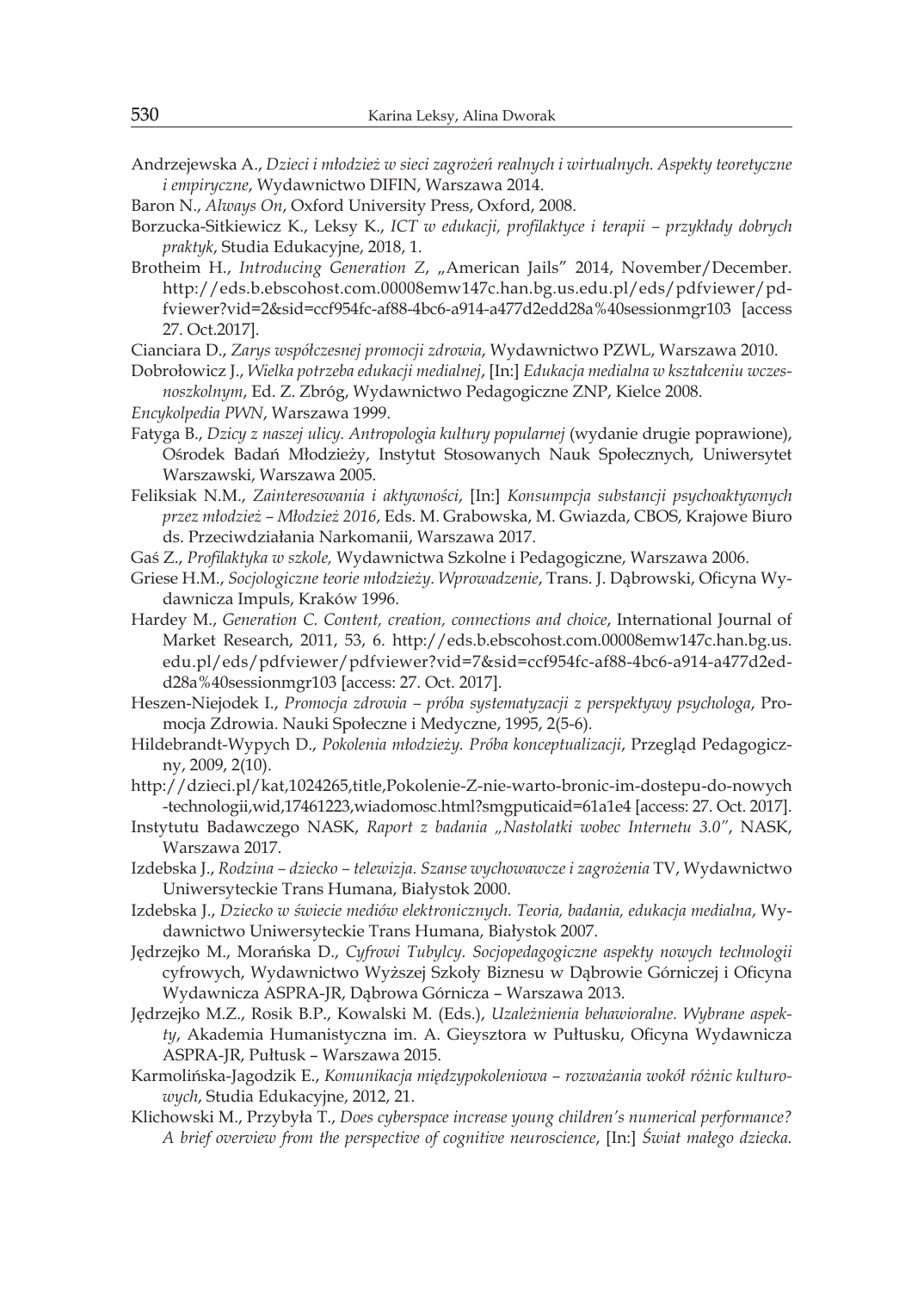Andrzejewska A., *Dzieci i młodzież w sieci zagrożeń realnych i wirtualnych. Aspekty teoretyczne i empiryczne*, Wydawnictwo DIFIN, Warszawa 2014.

Baron N., *Always On*, Oxford University Press, Oxford, 2008.

Borzucka-Sitkiewicz K., Leksy K., *ICT w edukacji, profilaktyce i terapii – przykłady dobrych praktyk*, Studia Edukacyjne, 2018, 1.

Brotheim H., *Introducing Generation Z*, „American Jails" 2014, November/December. http://eds.b.ebscohost.com.00008emw147c.han.bg.us.edu.pl/eds/pdfviewer/pdfviewer?vid=2&sid=ccf954fc-af88-4bc6-a914-a477d2edd28a%40sessionmgr103 [access 27. Oct.2017].

Cianciara D., *Zarys współczesnej promocji zdrowia*, Wydawnictwo PZWL, Warszawa 2010.

Dobrołowicz J., *Wielka potrzeba edukacji medialnej*, [In:] *Edukacja medialna w kształceniu wczesnoszkolnym*, Ed. Z. Zbróg, Wydawnictwo Pedagogiczne ZNP, Kielce 2008.

*Encykolpedia PWN*, Warszawa 1999.

Fatyga B., *Dzicy z naszej ulicy. Antropologia kultury popularnej* (wydanie drugie poprawione), Ośrodek Badań Młodzieży, Instytut Stosowanych Nauk Społecznych, Uniwersytet Warszawski, Warszawa 2005.

Feliksiak N.M., *Zainteresowania i aktywności*, [In:] *Konsumpcja substancji psychoaktywnych przez młodzież – Młodzież 2016*, Eds. M. Grabowska, M. Gwiazda, CBOS, Krajowe Biuro ds. Przeciwdziałania Narkomanii, Warszawa 2017.

Gaś Z., *Profilaktyka w szkole,* Wydawnictwa Szkolne i Pedagogiczne, Warszawa 2006.

Griese H.M., *Socjologiczne teorie młodzieży. Wprowadzenie*, Trans. J. Dąbrowski, Oficyna Wydawnicza Impuls, Kraków 1996.

Hardey M., *Generation C. Content, creation, connections and choice*, International Journal of Market Research, 2011, 53, 6. http://eds.b.ebscohost.com.00008emw147c.han.bg.us.edu.pl/eds/pdfviewer/pdfviewer?vid=7&sid=ccf954fc-af88-4bc6-a914-a477d2edd28a%40sessionmgr103 [access: 27. Oct. 2017].

Heszen-Niejodek I., *Promocja zdrowia – próba systematyzacji z perspektywy psychologa*, Promocja Zdrowia. Nauki Społeczne i Medyczne, 1995, 2(5-6).

Hildebrandt-Wypych D., *Pokolenia młodzieży. Próba konceptualizacji*, Przegląd Pedagogiczny, 2009, 2(10).

http://dzieci.pl/kat,1024265,title,Pokolenie-Z-nie-warto-bronic-im-dostepu-do-nowych-technologii,wid,17461223,wiadomosc.html?smgputicaid=61a1e4 [access: 27. Oct. 2017].

Instytutu Badawczego NASK, *Raport z badania „Nastolatki wobec Internetu 3.0"*, NASK, Warszawa 2017.

Izdebska J., *Rodzina – dziecko – telewizja. Szanse wychowawcze i zagrożenia* TV, Wydawnictwo Uniwersyteckie Trans Humana, Białystok 2000.

Izdebska J., *Dziecko w świecie mediów elektronicznych. Teoria, badania, edukacja medialna*, Wydawnictwo Uniwersyteckie Trans Humana, Białystok 2007.

Jędrzejko M., Morańska D., *Cyfrowi Tubylcy. Socjopedagogiczne aspekty nowych technologii* cyfrowych, Wydawnictwo Wyższej Szkoły Biznesu w Dąbrowie Górniczej i Oficyna Wydawnicza ASPRA-JR, Dąbrowa Górnicza – Warszawa 2013.

Jędrzejko M.Z., Rosik B.P., Kowalski M. (Eds.), *Uzależnienia behawioralne. Wybrane aspekty*, Akademia Humanistyczna im. A. Gieysztora w Pułtusku, Oficyna Wydawnicza ASPRA-JR, Pułtusk – Warszawa 2015.

Karmolińska-Jagodzik E., *Komunikacja międzypokoleniowa – rozważania wokół różnic kulturowych*, Studia Edukacyjne, 2012, 21.

Klichowski M., Przybyła T., *Does cyberspace increase young children's numerical performance? A brief overview from the perspective of cognitive neuroscience*, [In:] *Świat małego dziecka.*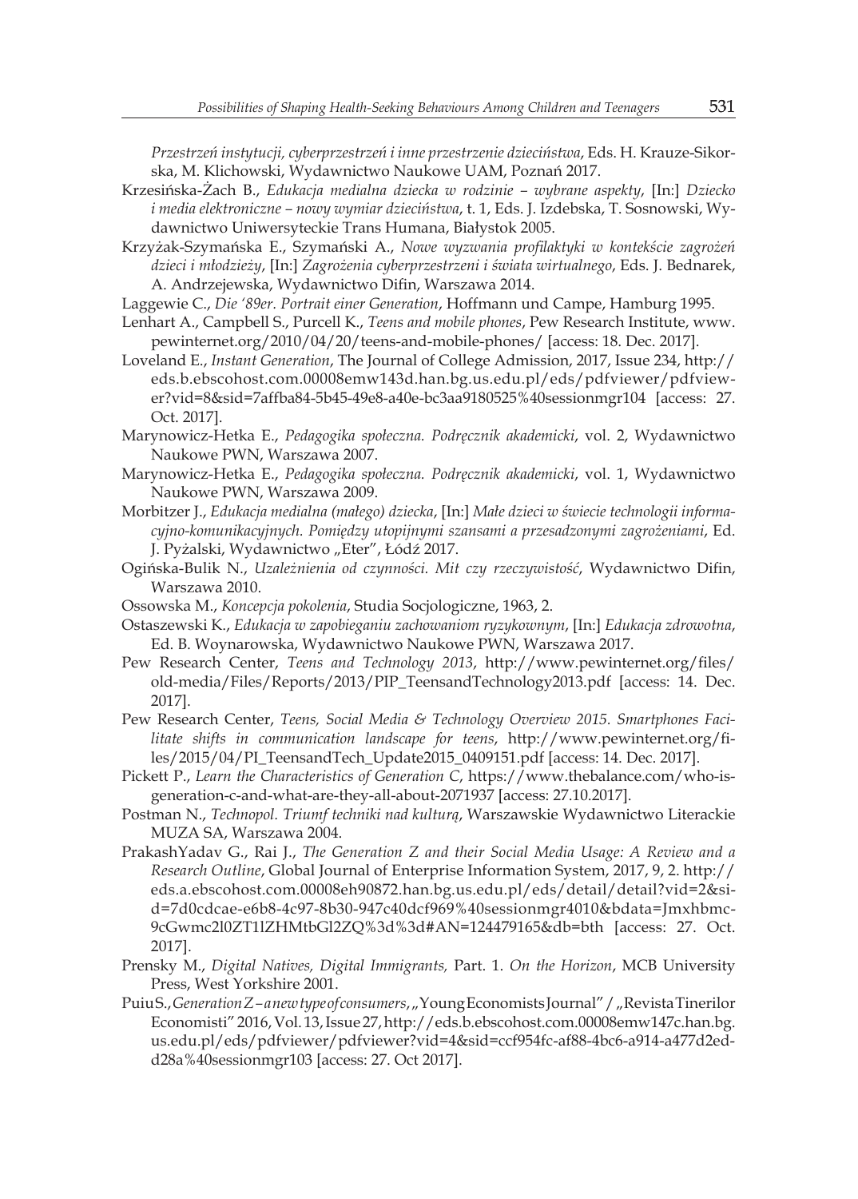*Przestrzeń instytucji, cyberprzestrzeń i inne przestrzenie dzieciństwa*, Eds. H. Krauze-Sikorska, M. Klichowski, Wydawnictwo Naukowe UAM, Poznań 2017.

Krzesińska-Żach B., *Edukacja medialna dziecka w rodzinie – wybrane aspekty*, [In:] *Dziecko i media elektroniczne – nowy wymiar dzieciństwa*, t. 1, Eds. J. Izdebska, T. Sosnowski, Wydawnictwo Uniwersyteckie Trans Humana, Białystok 2005.

Krzyżak-Szymańska E., Szymański A., *Nowe wyzwania profilaktyki w kontekście zagrożeń dzieci i młodzieży*, [In:] *Zagrożenia cyberprzestrzeni i świata wirtualnego*, Eds. J. Bednarek, A. Andrzejewska, Wydawnictwo Difin, Warszawa 2014.

Laggewie C., *Die '89er. Portrait einer Generation*, Hoffmann und Campe, Hamburg 1995.

Lenhart A., Campbell S., Purcell K., *Teens and mobile phones*, Pew Research Institute, www.pewinternet.org/2010/04/20/teens-and-mobile-phones/ [access: 18. Dec. 2017].

Loveland E., *Instant Generation*, The Journal of College Admission, 2017, Issue 234, http://eds.b.ebscohost.com.00008emw143d.han.bg.us.edu.pl/eds/pdfviewer/pdfviewer?vid=8&sid=7affba84-5b45-49e8-a40e-bc3aa9180525%40sessionmgr104 [access: 27. Oct. 2017].

Marynowicz-Hetka E., *Pedagogika społeczna. Podręcznik akademicki*, vol. 2, Wydawnictwo Naukowe PWN, Warszawa 2007.

Marynowicz-Hetka E., *Pedagogika społeczna. Podręcznik akademicki*, vol. 1, Wydawnictwo Naukowe PWN, Warszawa 2009.

Morbitzer J., *Edukacja medialna (małego) dziecka*, [In:] *Małe dzieci w świecie technologii informacyjno-komunikacyjnych. Pomiędzy utopijnymi szansami a przesadzonymi zagrożeniami*, Ed. J. Pyżalski, Wydawnictwo „Eter", Łódź 2017.

Ogińska-Bulik N., *Uzależnienia od czynności. Mit czy rzeczywistość*, Wydawnictwo Difin, Warszawa 2010.

Ossowska M., *Koncepcja pokolenia*, Studia Socjologiczne, 1963, 2.

Ostaszewski K., *Edukacja w zapobieganiu zachowaniom ryzykownym*, [In:] *Edukacja zdrowotna*, Ed. B. Woynarowska, Wydawnictwo Naukowe PWN, Warszawa 2017.

Pew Research Center, *Teens and Technology 2013*, http://www.pewinternet.org/files/old-media/Files/Reports/2013/PIP_TeensandTechnology2013.pdf [access: 14. Dec. 2017].

Pew Research Center, *Teens, Social Media & Technology Overview 2015. Smartphones Facilitate shifts in communication landscape for teens*, http://www.pewinternet.org/files/2015/04/PI_TeensandTech_Update2015_0409151.pdf [access: 14. Dec. 2017].

Pickett P., *Learn the Characteristics of Generation C*, https://www.thebalance.com/who-is-generation-c-and-what-are-they-all-about-2071937 [access: 27.10.2017].

Postman N., *Technopol. Triumf techniki nad kulturą*, Warszawskie Wydawnictwo Literackie MUZA SA, Warszawa 2004.

PrakashYadav G., Rai J., *The Generation Z and their Social Media Usage: A Review and a Research Outline*, Global Journal of Enterprise Information System, 2017, 9, 2. http://eds.a.ebscohost.com.00008eh90872.han.bg.us.edu.pl/eds/detail/detail?vid=2&sid=7d0cdcae-e6b8-4c97-8b30-947c40dcf969%40sessionmgr4010&bdata=Jmxhbmc9cGwmc2l0ZT1lZHMtbGl2ZQ%3d%3d#AN=124479165&db=bth [access: 27. Oct. 2017].

Prensky M., *Digital Natives, Digital Immigrants,* Part. 1. *On the Horizon*, MCB University Press, West Yorkshire 2001.

Puiu S., *Generation Z – a new type of consumers*, „Young Economists Journal" / „Revista Tinerilor Economisti" 2016, Vol. 13, Issue 27, http://eds.b.ebscohost.com.00008emw147c.han.bg.us.edu.pl/eds/pdfviewer/pdfviewer?vid=4&sid=ccf954fc-af88-4bc6-a914-a477d2edd28a%40sessionmgr103 [access: 27. Oct 2017].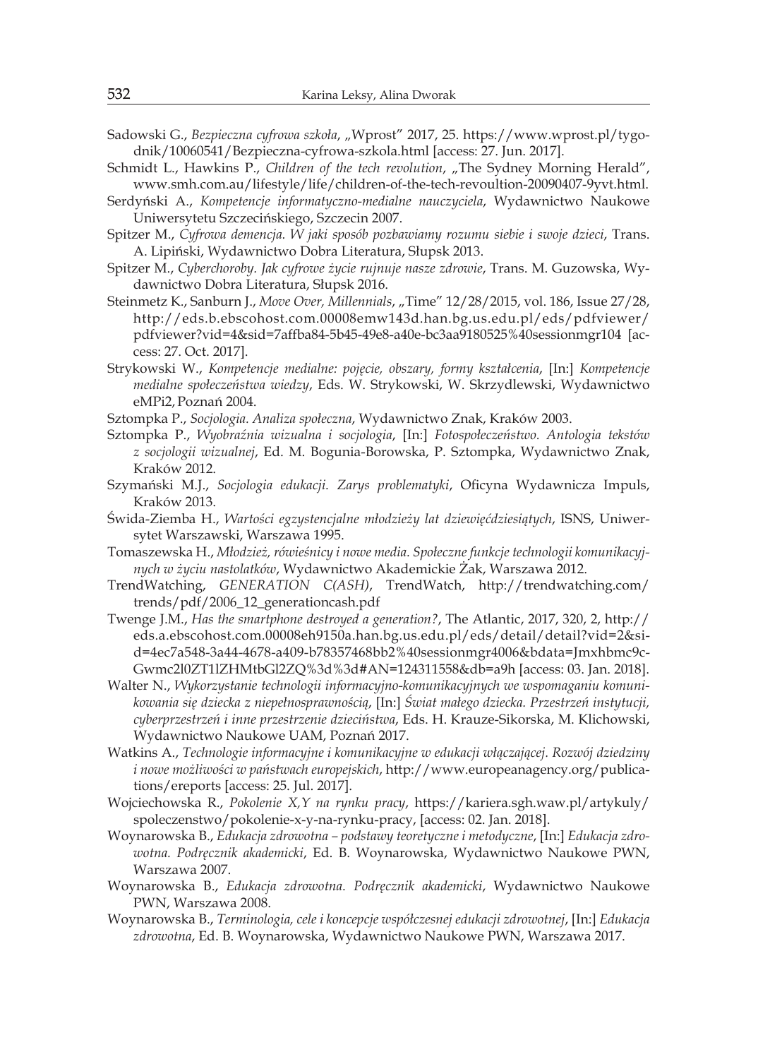Sadowski G., *Bezpieczna cyfrowa szkoła*, „Wprost" 2017, 25. https://www.wprost.pl/tygodnik/10060541/Bezpieczna-cyfrowa-szkola.html [access: 27. Jun. 2017].

Schmidt L., Hawkins P., *Children of the tech revolution*, „The Sydney Morning Herald", www.smh.com.au/lifestyle/life/children-of-the-tech-revoultion-20090407-9yvt.html.

Serdyński A., *Kompetencje informatyczno-medialne nauczyciela*, Wydawnictwo Naukowe Uniwersytetu Szczecińskiego, Szczecin 2007.

Spitzer M., *Cyfrowa demencja. W jaki sposób pozbawiamy rozumu siebie i swoje dzieci*, Trans. A. Lipiński, Wydawnictwo Dobra Literatura, Słupsk 2013.

Spitzer M., *Cyberchoroby. Jak cyfrowe życie rujnuje nasze zdrowie*, Trans. M. Guzowska, Wydawnictwo Dobra Literatura, Słupsk 2016.

Steinmetz K., Sanburn J., *Move Over, Millennials*, „Time" 12/28/2015, vol. 186, Issue 27/28, http://eds.b.ebscohost.com.00008emw143d.han.bg.us.edu.pl/eds/pdfviewer/pdfviewer?vid=4&sid=7affba84-5b45-49e8-a40e-bc3aa9180525%40sessionmgr104 [access: 27. Oct. 2017].

Strykowski W., *Kompetencje medialne: pojęcie, obszary, formy kształcenia*, [In:] *Kompetencje medialne społeczeństwa wiedzy*, Eds. W. Strykowski, W. Skrzydlewski, Wydawnictwo eMPi2, Poznań 2004.

Sztompka P., *Socjologia. Analiza społeczna*, Wydawnictwo Znak, Kraków 2003.

Sztompka P., *Wyobraźnia wizualna i socjologia*, [In:] *Fotospołeczeństwo. Antologia tekstów z socjologii wizualnej*, Ed. M. Bogunia-Borowska, P. Sztompka, Wydawnictwo Znak, Kraków 2012.

Szymański M.J., *Socjologia edukacji. Zarys problematyki*, Oficyna Wydawnicza Impuls, Kraków 2013.

Świda-Ziemba H., *Wartości egzystencjalne młodzieży lat dziewięćdziesiątych*, ISNS, Uniwersytet Warszawski, Warszawa 1995.

Tomaszewska H., *Młodzież, rówieśnicy i nowe media. Społeczne funkcje technologii komunikacyjnych w życiu nastolatków*, Wydawnictwo Akademickie Żak, Warszawa 2012.

TrendWatching, *GENERATION C(ASH)*, TrendWatch, http://trendwatching.com/trends/pdf/2006_12_generationcash.pdf

Twenge J.M., *Has the smartphone destroyed a generation?*, The Atlantic, 2017, 320, 2, http://eds.a.ebscohost.com.00008eh9150a.han.bg.us.edu.pl/eds/detail/detail?vid=2&sid=4ec7a548-3a44-4678-a409-b78357468bb2%40sessionmgr4006&bdata=Jmxhbmc9cGwmc2l0ZT1lZHMtbGl2ZQ%3d%3d#AN=124311558&db=a9h [access: 03. Jan. 2018].

Walter N., *Wykorzystanie technologii informacyjno-komunikacyjnych we wspomaganiu komunikowania się dziecka z niepełnosprawnością*, [In:] *Świat małego dziecka. Przestrzeń instytucji, cyberprzestrzeń i inne przestrzenie dzieciństwa*, Eds. H. Krauze-Sikorska, M. Klichowski, Wydawnictwo Naukowe UAM, Poznań 2017.

Watkins A., *Technologie informacyjne i komunikacyjne w edukacji włączającej. Rozwój dziedziny i nowe możliwości w państwach europejskich*, http://www.europeanagency.org/publications/ereports [access: 25. Jul. 2017].

Wojciechowska R., *Pokolenie X,Y na rynku pracy*, https://kariera.sgh.waw.pl/artykuly/spoleczenstwo/pokolenie-x-y-na-rynku-pracy, [access: 02. Jan. 2018].

Woynarowska B., *Edukacja zdrowotna – podstawy teoretyczne i metodyczne*, [In:] *Edukacja zdrowotna. Podręcznik akademicki*, Ed. B. Woynarowska, Wydawnictwo Naukowe PWN, Warszawa 2007.

Woynarowska B., *Edukacja zdrowotna. Podręcznik akademicki*, Wydawnictwo Naukowe PWN, Warszawa 2008.

Woynarowska B., *Terminologia, cele i koncepcje współczesnej edukacji zdrowotnej*, [In:] *Edukacja zdrowotna*, Ed. B. Woynarowska, Wydawnictwo Naukowe PWN, Warszawa 2017.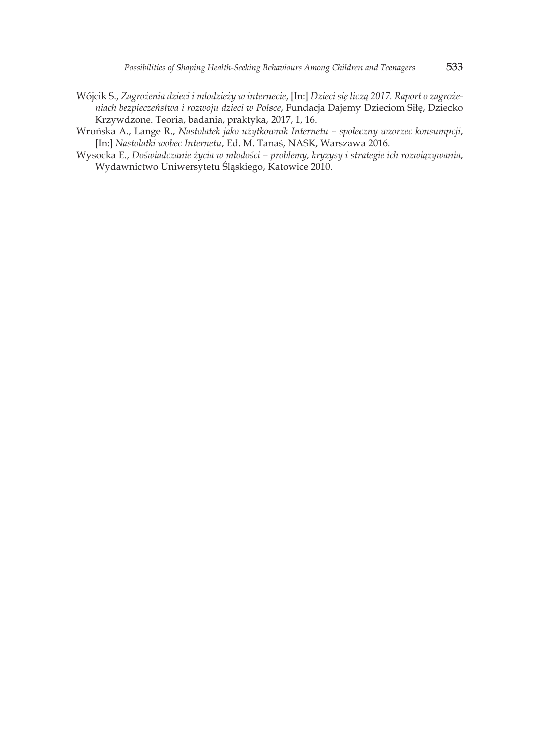Wójcik S., *Zagrożenia dzieci i młodzieży w internecie*, [In:] *Dzieci się liczą 2017. Raport o zagrożeniach bezpieczeństwa i rozwoju dzieci w Polsce*, Fundacja Dajemy Dzieciom Siłę, Dziecko Krzywdzone. Teoria, badania, praktyka, 2017, 1, 16.

Wrońska A., Lange R., *Nastolatek jako użytkownik Internetu – społeczny wzorzec konsumpcji*, [In:] *Nastolatki wobec Internetu*, Ed. M. Tanaś, NASK, Warszawa 2016.

Wysocka E., *Doświadczanie życia w młodości – problemy, kryzysy i strategie ich rozwiązywania*, Wydawnictwo Uniwersytetu Śląskiego, Katowice 2010.